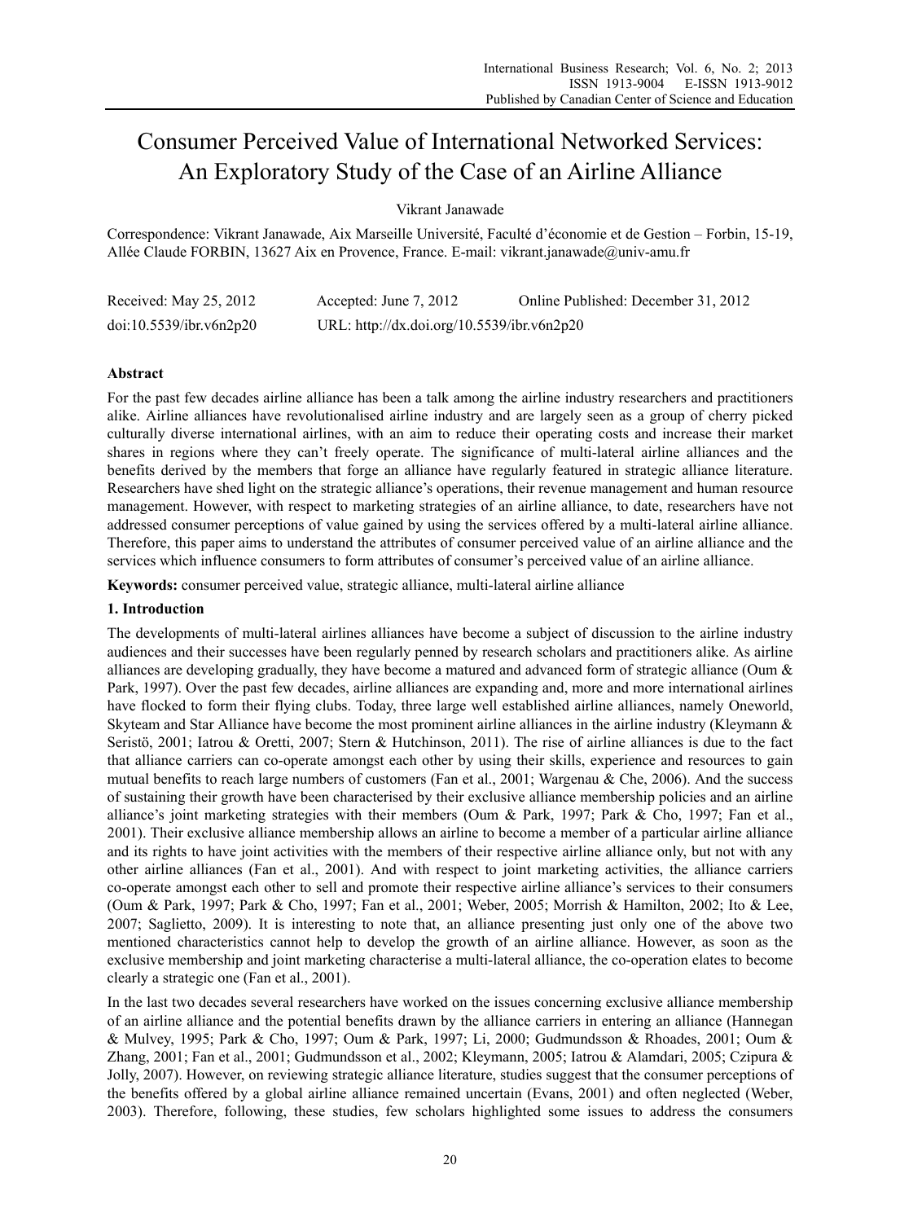# Consumer Perceived Value of International Networked Services: An Exploratory Study of the Case of an Airline Alliance

Vikrant Janawade

Correspondence: Vikrant Janawade, Aix Marseille Université, Faculté d'économie et de Gestion – Forbin, 15-19, Allée Claude FORBIN, 13627 Aix en Provence, France. E-mail: vikrant.janawade@univ-amu.fr

| | | |
|---|---|---|
| Received: May 25, 2012 | Accepted: June 7, 2012 | Online Published: December 31, 2012 |
| doi:10.5539/ibr.v6n2p20 | URL: http://dx.doi.org/10.5539/ibr.v6n2p20 | |

## Abstract

For the past few decades airline alliance has been a talk among the airline industry researchers and practitioners alike. Airline alliances have revolutionalised airline industry and are largely seen as a group of cherry picked culturally diverse international airlines, with an aim to reduce their operating costs and increase their market shares in regions where they can't freely operate. The significance of multi-lateral airline alliances and the benefits derived by the members that forge an alliance have regularly featured in strategic alliance literature. Researchers have shed light on the strategic alliance's operations, their revenue management and human resource management. However, with respect to marketing strategies of an airline alliance, to date, researchers have not addressed consumer perceptions of value gained by using the services offered by a multi-lateral airline alliance. Therefore, this paper aims to understand the attributes of consumer perceived value of an airline alliance and the services which influence consumers to form attributes of consumer's perceived value of an airline alliance.

**Keywords:** consumer perceived value, strategic alliance, multi-lateral airline alliance

## 1. Introduction

The developments of multi-lateral airlines alliances have become a subject of discussion to the airline industry audiences and their successes have been regularly penned by research scholars and practitioners alike. As airline alliances are developing gradually, they have become a matured and advanced form of strategic alliance (Oum & Park, 1997). Over the past few decades, airline alliances are expanding and, more and more international airlines have flocked to form their flying clubs. Today, three large well established airline alliances, namely Oneworld, Skyteam and Star Alliance have become the most prominent airline alliances in the airline industry (Kleymann & Seristö, 2001; Iatrou & Oretti, 2007; Stern & Hutchinson, 2011). The rise of airline alliances is due to the fact that alliance carriers can co-operate amongst each other by using their skills, experience and resources to gain mutual benefits to reach large numbers of customers (Fan et al., 2001; Wargenau & Che, 2006). And the success of sustaining their growth have been characterised by their exclusive alliance membership policies and an airline alliance's joint marketing strategies with their members (Oum & Park, 1997; Park & Cho, 1997; Fan et al., 2001). Their exclusive alliance membership allows an airline to become a member of a particular airline alliance and its rights to have joint activities with the members of their respective airline alliance only, but not with any other airline alliances (Fan et al., 2001). And with respect to joint marketing activities, the alliance carriers co-operate amongst each other to sell and promote their respective airline alliance's services to their consumers (Oum & Park, 1997; Park & Cho, 1997; Fan et al., 2001; Weber, 2005; Morrish & Hamilton, 2002; Ito & Lee, 2007; Saglietto, 2009). It is interesting to note that, an alliance presenting just only one of the above two mentioned characteristics cannot help to develop the growth of an airline alliance. However, as soon as the exclusive membership and joint marketing characterise a multi-lateral alliance, the co-operation elates to become clearly a strategic one (Fan et al., 2001).

In the last two decades several researchers have worked on the issues concerning exclusive alliance membership of an airline alliance and the potential benefits drawn by the alliance carriers in entering an alliance (Hannegan & Mulvey, 1995; Park & Cho, 1997; Oum & Park, 1997; Li, 2000; Gudmundsson & Rhoades, 2001; Oum & Zhang, 2001; Fan et al., 2001; Gudmundsson et al., 2002; Kleymann, 2005; Iatrou & Alamdari, 2005; Czipura & Jolly, 2007). However, on reviewing strategic alliance literature, studies suggest that the consumer perceptions of the benefits offered by a global airline alliance remained uncertain (Evans, 2001) and often neglected (Weber, 2003). Therefore, following, these studies, few scholars highlighted some issues to address the consumers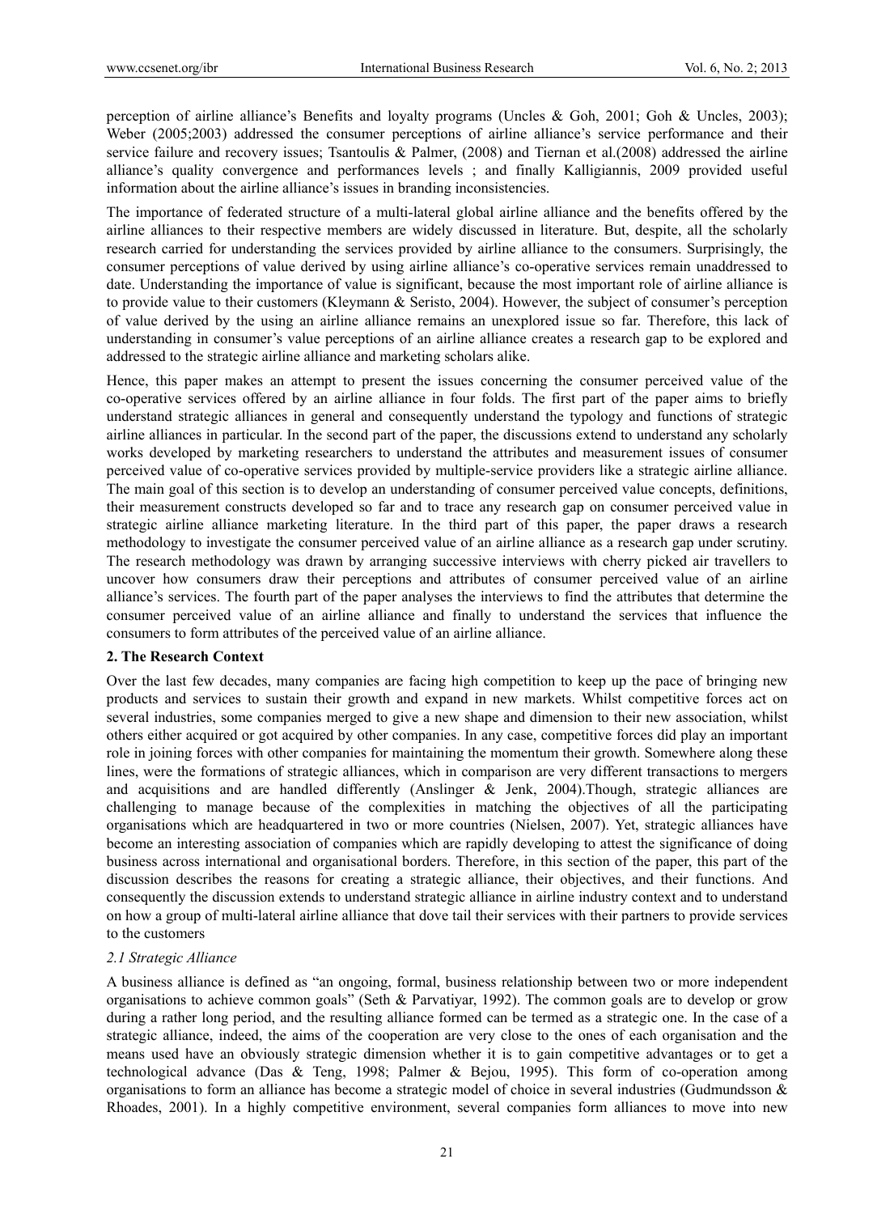perception of airline alliance's Benefits and loyalty programs (Uncles & Goh, 2001; Goh & Uncles, 2003); Weber (2005;2003) addressed the consumer perceptions of airline alliance's service performance and their service failure and recovery issues; Tsantoulis & Palmer, (2008) and Tiernan et al.(2008) addressed the airline alliance's quality convergence and performances levels ; and finally Kalligiannis, 2009 provided useful information about the airline alliance's issues in branding inconsistencies.

The importance of federated structure of a multi-lateral global airline alliance and the benefits offered by the airline alliances to their respective members are widely discussed in literature. But, despite, all the scholarly research carried for understanding the services provided by airline alliance to the consumers. Surprisingly, the consumer perceptions of value derived by using airline alliance's co-operative services remain unaddressed to date. Understanding the importance of value is significant, because the most important role of airline alliance is to provide value to their customers (Kleymann & Seristo, 2004). However, the subject of consumer's perception of value derived by the using an airline alliance remains an unexplored issue so far. Therefore, this lack of understanding in consumer's value perceptions of an airline alliance creates a research gap to be explored and addressed to the strategic airline alliance and marketing scholars alike.

Hence, this paper makes an attempt to present the issues concerning the consumer perceived value of the co-operative services offered by an airline alliance in four folds. The first part of the paper aims to briefly understand strategic alliances in general and consequently understand the typology and functions of strategic airline alliances in particular. In the second part of the paper, the discussions extend to understand any scholarly works developed by marketing researchers to understand the attributes and measurement issues of consumer perceived value of co-operative services provided by multiple-service providers like a strategic airline alliance. The main goal of this section is to develop an understanding of consumer perceived value concepts, definitions, their measurement constructs developed so far and to trace any research gap on consumer perceived value in strategic airline alliance marketing literature. In the third part of this paper, the paper draws a research methodology to investigate the consumer perceived value of an airline alliance as a research gap under scrutiny. The research methodology was drawn by arranging successive interviews with cherry picked air travellers to uncover how consumers draw their perceptions and attributes of consumer perceived value of an airline alliance's services. The fourth part of the paper analyses the interviews to find the attributes that determine the consumer perceived value of an airline alliance and finally to understand the services that influence the consumers to form attributes of the perceived value of an airline alliance.

## 2. The Research Context

Over the last few decades, many companies are facing high competition to keep up the pace of bringing new products and services to sustain their growth and expand in new markets. Whilst competitive forces act on several industries, some companies merged to give a new shape and dimension to their new association, whilst others either acquired or got acquired by other companies. In any case, competitive forces did play an important role in joining forces with other companies for maintaining the momentum their growth. Somewhere along these lines, were the formations of strategic alliances, which in comparison are very different transactions to mergers and acquisitions and are handled differently (Anslinger & Jenk, 2004).Though, strategic alliances are challenging to manage because of the complexities in matching the objectives of all the participating organisations which are headquartered in two or more countries (Nielsen, 2007). Yet, strategic alliances have become an interesting association of companies which are rapidly developing to attest the significance of doing business across international and organisational borders. Therefore, in this section of the paper, this part of the discussion describes the reasons for creating a strategic alliance, their objectives, and their functions. And consequently the discussion extends to understand strategic alliance in airline industry context and to understand on how a group of multi-lateral airline alliance that dove tail their services with their partners to provide services to the customers

### *2.1 Strategic Alliance*

A business alliance is defined as "an ongoing, formal, business relationship between two or more independent organisations to achieve common goals" (Seth & Parvatiyar, 1992). The common goals are to develop or grow during a rather long period, and the resulting alliance formed can be termed as a strategic one. In the case of a strategic alliance, indeed, the aims of the cooperation are very close to the ones of each organisation and the means used have an obviously strategic dimension whether it is to gain competitive advantages or to get a technological advance (Das & Teng, 1998; Palmer & Bejou, 1995). This form of co-operation among organisations to form an alliance has become a strategic model of choice in several industries (Gudmundsson & Rhoades, 2001). In a highly competitive environment, several companies form alliances to move into new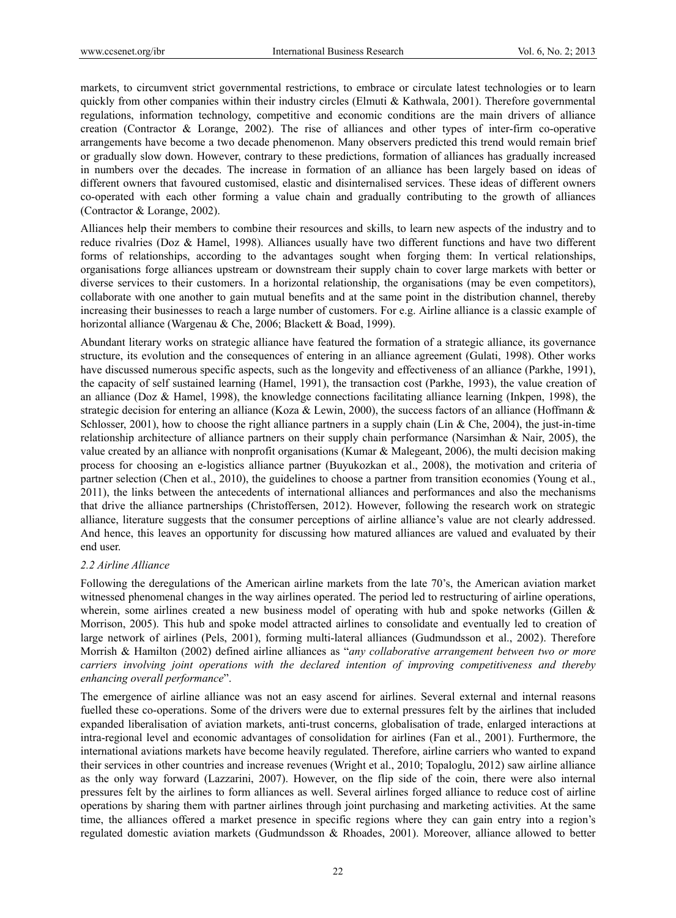markets, to circumvent strict governmental restrictions, to embrace or circulate latest technologies or to learn quickly from other companies within their industry circles (Elmuti & Kathwala, 2001). Therefore governmental regulations, information technology, competitive and economic conditions are the main drivers of alliance creation (Contractor & Lorange, 2002). The rise of alliances and other types of inter-firm co-operative arrangements have become a two decade phenomenon. Many observers predicted this trend would remain brief or gradually slow down. However, contrary to these predictions, formation of alliances has gradually increased in numbers over the decades. The increase in formation of an alliance has been largely based on ideas of different owners that favoured customised, elastic and disinternalised services. These ideas of different owners co-operated with each other forming a value chain and gradually contributing to the growth of alliances (Contractor & Lorange, 2002).

Alliances help their members to combine their resources and skills, to learn new aspects of the industry and to reduce rivalries (Doz & Hamel, 1998). Alliances usually have two different functions and have two different forms of relationships, according to the advantages sought when forging them: In vertical relationships, organisations forge alliances upstream or downstream their supply chain to cover large markets with better or diverse services to their customers. In a horizontal relationship, the organisations (may be even competitors), collaborate with one another to gain mutual benefits and at the same point in the distribution channel, thereby increasing their businesses to reach a large number of customers. For e.g. Airline alliance is a classic example of horizontal alliance (Wargenau & Che, 2006; Blackett & Boad, 1999).

Abundant literary works on strategic alliance have featured the formation of a strategic alliance, its governance structure, its evolution and the consequences of entering in an alliance agreement (Gulati, 1998). Other works have discussed numerous specific aspects, such as the longevity and effectiveness of an alliance (Parkhe, 1991), the capacity of self sustained learning (Hamel, 1991), the transaction cost (Parkhe, 1993), the value creation of an alliance (Doz & Hamel, 1998), the knowledge connections facilitating alliance learning (Inkpen, 1998), the strategic decision for entering an alliance (Koza & Lewin, 2000), the success factors of an alliance (Hoffmann & Schlosser, 2001), how to choose the right alliance partners in a supply chain (Lin & Che, 2004), the just-in-time relationship architecture of alliance partners on their supply chain performance (Narsimhan & Nair, 2005), the value created by an alliance with nonprofit organisations (Kumar & Malegeant, 2006), the multi decision making process for choosing an e-logistics alliance partner (Buyukozkan et al., 2008), the motivation and criteria of partner selection (Chen et al., 2010), the guidelines to choose a partner from transition economies (Young et al., 2011), the links between the antecedents of international alliances and performances and also the mechanisms that drive the alliance partnerships (Christoffersen, 2012). However, following the research work on strategic alliance, literature suggests that the consumer perceptions of airline alliance's value are not clearly addressed. And hence, this leaves an opportunity for discussing how matured alliances are valued and evaluated by their end user.

### *2.2 Airline Alliance*

Following the deregulations of the American airline markets from the late 70's, the American aviation market witnessed phenomenal changes in the way airlines operated. The period led to restructuring of airline operations, wherein, some airlines created a new business model of operating with hub and spoke networks (Gillen & Morrison, 2005). This hub and spoke model attracted airlines to consolidate and eventually led to creation of large network of airlines (Pels, 2001), forming multi-lateral alliances (Gudmundsson et al., 2002). Therefore Morrish & Hamilton (2002) defined airline alliances as "*any collaborative arrangement between two or more carriers involving joint operations with the declared intention of improving competitiveness and thereby enhancing overall performance*".

The emergence of airline alliance was not an easy ascend for airlines. Several external and internal reasons fuelled these co-operations. Some of the drivers were due to external pressures felt by the airlines that included expanded liberalisation of aviation markets, anti-trust concerns, globalisation of trade, enlarged interactions at intra-regional level and economic advantages of consolidation for airlines (Fan et al., 2001). Furthermore, the international aviations markets have become heavily regulated. Therefore, airline carriers who wanted to expand their services in other countries and increase revenues (Wright et al., 2010; Topaloglu, 2012) saw airline alliance as the only way forward (Lazzarini, 2007). However, on the flip side of the coin, there were also internal pressures felt by the airlines to form alliances as well. Several airlines forged alliance to reduce cost of airline operations by sharing them with partner airlines through joint purchasing and marketing activities. At the same time, the alliances offered a market presence in specific regions where they can gain entry into a region's regulated domestic aviation markets (Gudmundsson & Rhoades, 2001). Moreover, alliance allowed to better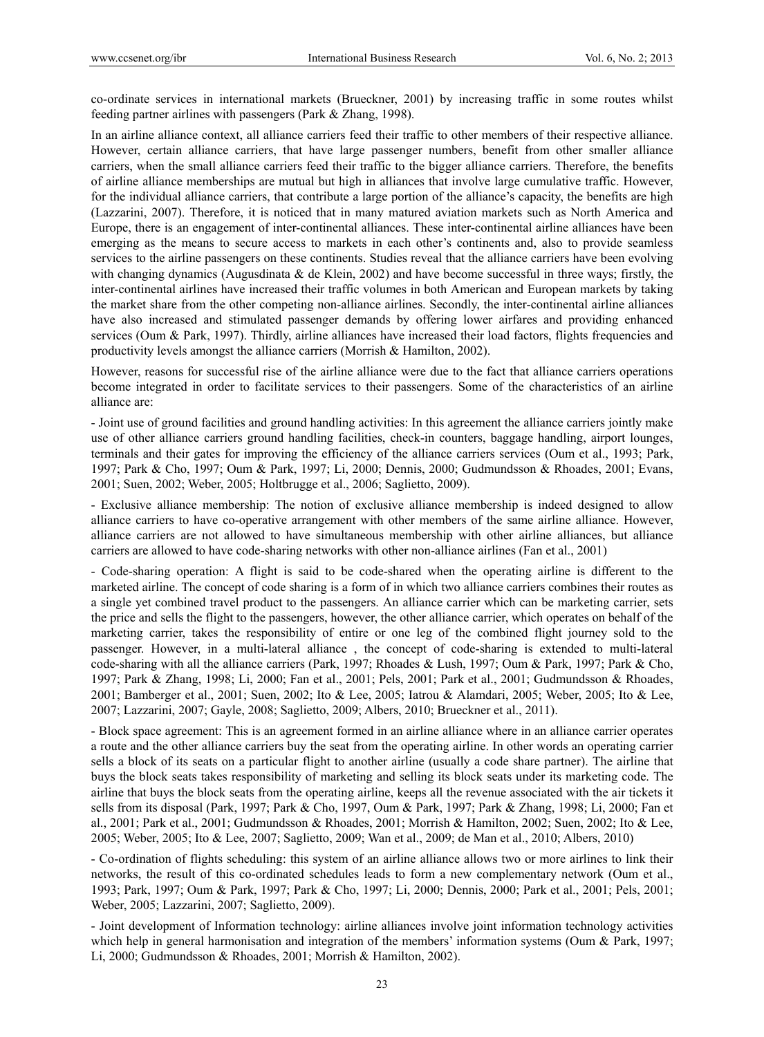co-ordinate services in international markets (Brueckner, 2001) by increasing traffic in some routes whilst feeding partner airlines with passengers (Park & Zhang, 1998).

In an airline alliance context, all alliance carriers feed their traffic to other members of their respective alliance. However, certain alliance carriers, that have large passenger numbers, benefit from other smaller alliance carriers, when the small alliance carriers feed their traffic to the bigger alliance carriers. Therefore, the benefits of airline alliance memberships are mutual but high in alliances that involve large cumulative traffic. However, for the individual alliance carriers, that contribute a large portion of the alliance's capacity, the benefits are high (Lazzarini, 2007). Therefore, it is noticed that in many matured aviation markets such as North America and Europe, there is an engagement of inter-continental alliances. These inter-continental airline alliances have been emerging as the means to secure access to markets in each other's continents and, also to provide seamless services to the airline passengers on these continents. Studies reveal that the alliance carriers have been evolving with changing dynamics (Augusdinata & de Klein, 2002) and have become successful in three ways; firstly, the inter-continental airlines have increased their traffic volumes in both American and European markets by taking the market share from the other competing non-alliance airlines. Secondly, the inter-continental airline alliances have also increased and stimulated passenger demands by offering lower airfares and providing enhanced services (Oum & Park, 1997). Thirdly, airline alliances have increased their load factors, flights frequencies and productivity levels amongst the alliance carriers (Morrish & Hamilton, 2002).

However, reasons for successful rise of the airline alliance were due to the fact that alliance carriers operations become integrated in order to facilitate services to their passengers. Some of the characteristics of an airline alliance are:

- Joint use of ground facilities and ground handling activities: In this agreement the alliance carriers jointly make use of other alliance carriers ground handling facilities, check-in counters, baggage handling, airport lounges, terminals and their gates for improving the efficiency of the alliance carriers services (Oum et al., 1993; Park, 1997; Park & Cho, 1997; Oum & Park, 1997; Li, 2000; Dennis, 2000; Gudmundsson & Rhoades, 2001; Evans, 2001; Suen, 2002; Weber, 2005; Holtbrugge et al., 2006; Saglietto, 2009).

- Exclusive alliance membership: The notion of exclusive alliance membership is indeed designed to allow alliance carriers to have co-operative arrangement with other members of the same airline alliance. However, alliance carriers are not allowed to have simultaneous membership with other airline alliances, but alliance carriers are allowed to have code-sharing networks with other non-alliance airlines (Fan et al., 2001)

- Code-sharing operation: A flight is said to be code-shared when the operating airline is different to the marketed airline. The concept of code sharing is a form of in which two alliance carriers combines their routes as a single yet combined travel product to the passengers. An alliance carrier which can be marketing carrier, sets the price and sells the flight to the passengers, however, the other alliance carrier, which operates on behalf of the marketing carrier, takes the responsibility of entire or one leg of the combined flight journey sold to the passenger. However, in a multi-lateral alliance , the concept of code-sharing is extended to multi-lateral code-sharing with all the alliance carriers (Park, 1997; Rhoades & Lush, 1997; Oum & Park, 1997; Park & Cho, 1997; Park & Zhang, 1998; Li, 2000; Fan et al., 2001; Pels, 2001; Park et al., 2001; Gudmundsson & Rhoades, 2001; Bamberger et al., 2001; Suen, 2002; Ito & Lee, 2005; Iatrou & Alamdari, 2005; Weber, 2005; Ito & Lee, 2007; Lazzarini, 2007; Gayle, 2008; Saglietto, 2009; Albers, 2010; Brueckner et al., 2011).

- Block space agreement: This is an agreement formed in an airline alliance where in an alliance carrier operates a route and the other alliance carriers buy the seat from the operating airline. In other words an operating carrier sells a block of its seats on a particular flight to another airline (usually a code share partner). The airline that buys the block seats takes responsibility of marketing and selling its block seats under its marketing code. The airline that buys the block seats from the operating airline, keeps all the revenue associated with the air tickets it sells from its disposal (Park, 1997; Park & Cho, 1997, Oum & Park, 1997; Park & Zhang, 1998; Li, 2000; Fan et al., 2001; Park et al., 2001; Gudmundsson & Rhoades, 2001; Morrish & Hamilton, 2002; Suen, 2002; Ito & Lee, 2005; Weber, 2005; Ito & Lee, 2007; Saglietto, 2009; Wan et al., 2009; de Man et al., 2010; Albers, 2010)

- Co-ordination of flights scheduling: this system of an airline alliance allows two or more airlines to link their networks, the result of this co-ordinated schedules leads to form a new complementary network (Oum et al., 1993; Park, 1997; Oum & Park, 1997; Park & Cho, 1997; Li, 2000; Dennis, 2000; Park et al., 2001; Pels, 2001; Weber, 2005; Lazzarini, 2007; Saglietto, 2009).

- Joint development of Information technology: airline alliances involve joint information technology activities which help in general harmonisation and integration of the members' information systems (Oum & Park, 1997; Li, 2000; Gudmundsson & Rhoades, 2001; Morrish & Hamilton, 2002).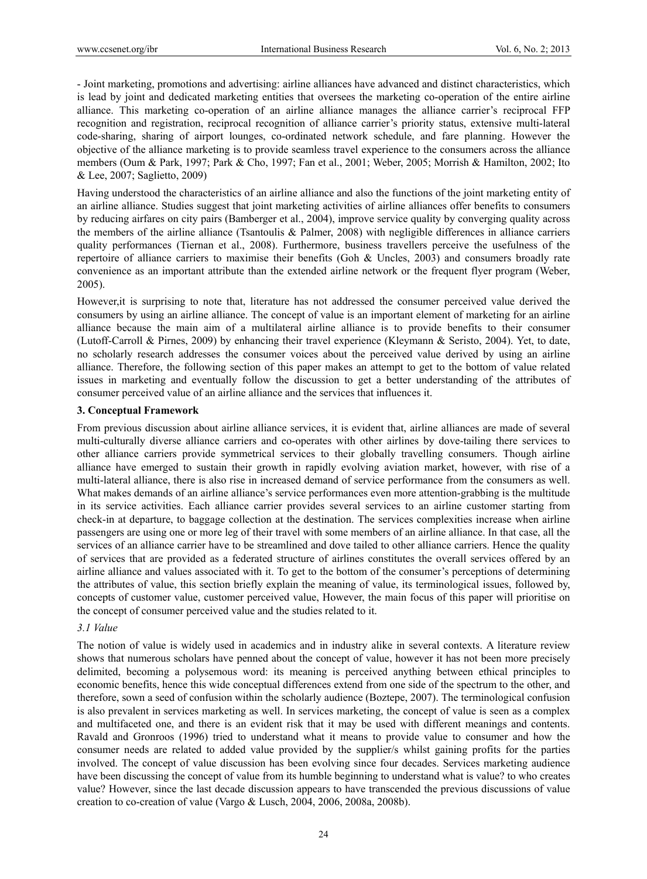- Joint marketing, promotions and advertising: airline alliances have advanced and distinct characteristics, which is lead by joint and dedicated marketing entities that oversees the marketing co-operation of the entire airline alliance. This marketing co-operation of an airline alliance manages the alliance carrier's reciprocal FFP recognition and registration, reciprocal recognition of alliance carrier's priority status, extensive multi-lateral code-sharing, sharing of airport lounges, co-ordinated network schedule, and fare planning. However the objective of the alliance marketing is to provide seamless travel experience to the consumers across the alliance members (Oum & Park, 1997; Park & Cho, 1997; Fan et al., 2001; Weber, 2005; Morrish & Hamilton, 2002; Ito & Lee, 2007; Saglietto, 2009)

Having understood the characteristics of an airline alliance and also the functions of the joint marketing entity of an airline alliance. Studies suggest that joint marketing activities of airline alliances offer benefits to consumers by reducing airfares on city pairs (Bamberger et al., 2004), improve service quality by converging quality across the members of the airline alliance (Tsantoulis & Palmer, 2008) with negligible differences in alliance carriers quality performances (Tiernan et al., 2008). Furthermore, business travellers perceive the usefulness of the repertoire of alliance carriers to maximise their benefits (Goh & Uncles, 2003) and consumers broadly rate convenience as an important attribute than the extended airline network or the frequent flyer program (Weber, 2005).

However,it is surprising to note that, literature has not addressed the consumer perceived value derived the consumers by using an airline alliance. The concept of value is an important element of marketing for an airline alliance because the main aim of a multilateral airline alliance is to provide benefits to their consumer (Lutoff-Carroll & Pirnes, 2009) by enhancing their travel experience (Kleymann & Seristo, 2004). Yet, to date, no scholarly research addresses the consumer voices about the perceived value derived by using an airline alliance. Therefore, the following section of this paper makes an attempt to get to the bottom of value related issues in marketing and eventually follow the discussion to get a better understanding of the attributes of consumer perceived value of an airline alliance and the services that influences it.

### 3. Conceptual Framework

From previous discussion about airline alliance services, it is evident that, airline alliances are made of several multi-culturally diverse alliance carriers and co-operates with other airlines by dove-tailing there services to other alliance carriers provide symmetrical services to their globally travelling consumers. Though airline alliance have emerged to sustain their growth in rapidly evolving aviation market, however, with rise of a multi-lateral alliance, there is also rise in increased demand of service performance from the consumers as well. What makes demands of an airline alliance's service performances even more attention-grabbing is the multitude in its service activities. Each alliance carrier provides several services to an airline customer starting from check-in at departure, to baggage collection at the destination. The services complexities increase when airline passengers are using one or more leg of their travel with some members of an airline alliance. In that case, all the services of an alliance carrier have to be streamlined and dove tailed to other alliance carriers. Hence the quality of services that are provided as a federated structure of airlines constitutes the overall services offered by an airline alliance and values associated with it. To get to the bottom of the consumer's perceptions of determining the attributes of value, this section briefly explain the meaning of value, its terminological issues, followed by, concepts of customer value, customer perceived value, However, the main focus of this paper will prioritise on the concept of consumer perceived value and the studies related to it.

#### *3.1 Value*

The notion of value is widely used in academics and in industry alike in several contexts. A literature review shows that numerous scholars have penned about the concept of value, however it has not been more precisely delimited, becoming a polysemous word: its meaning is perceived anything between ethical principles to economic benefits, hence this wide conceptual differences extend from one side of the spectrum to the other, and therefore, sown a seed of confusion within the scholarly audience (Boztepe, 2007). The terminological confusion is also prevalent in services marketing as well. In services marketing, the concept of value is seen as a complex and multifaceted one, and there is an evident risk that it may be used with different meanings and contents. Ravald and Gronroos (1996) tried to understand what it means to provide value to consumer and how the consumer needs are related to added value provided by the supplier/s whilst gaining profits for the parties involved. The concept of value discussion has been evolving since four decades. Services marketing audience have been discussing the concept of value from its humble beginning to understand what is value? to who creates value? However, since the last decade discussion appears to have transcended the previous discussions of value creation to co-creation of value (Vargo & Lusch, 2004, 2006, 2008a, 2008b).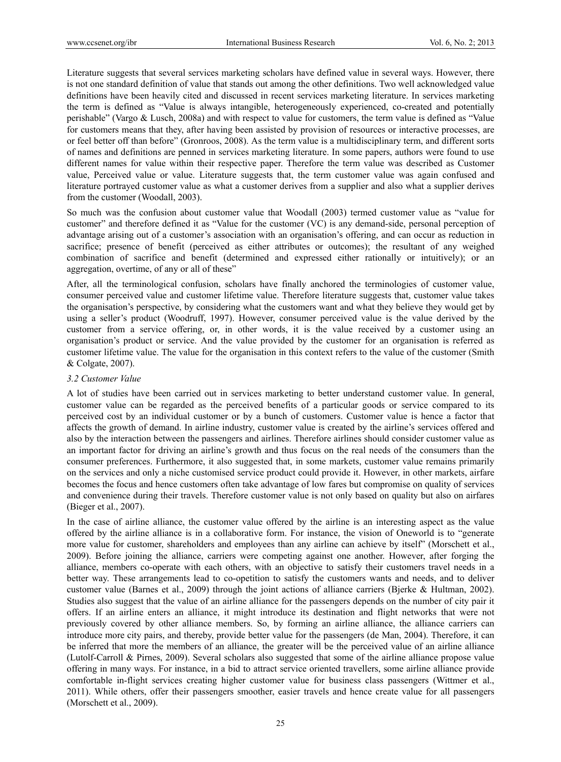Literature suggests that several services marketing scholars have defined value in several ways. However, there is not one standard definition of value that stands out among the other definitions. Two well acknowledged value definitions have been heavily cited and discussed in recent services marketing literature. In services marketing the term is defined as "Value is always intangible, heterogeneously experienced, co-created and potentially perishable" (Vargo & Lusch, 2008a) and with respect to value for customers, the term value is defined as "Value for customers means that they, after having been assisted by provision of resources or interactive processes, are or feel better off than before" (Gronroos, 2008). As the term value is a multidisciplinary term, and different sorts of names and definitions are penned in services marketing literature. In some papers, authors were found to use different names for value within their respective paper. Therefore the term value was described as Customer value, Perceived value or value. Literature suggests that, the term customer value was again confused and literature portrayed customer value as what a customer derives from a supplier and also what a supplier derives from the customer (Woodall, 2003).

So much was the confusion about customer value that Woodall (2003) termed customer value as "value for customer" and therefore defined it as "Value for the customer (VC) is any demand-side, personal perception of advantage arising out of a customer's association with an organisation's offering, and can occur as reduction in sacrifice; presence of benefit (perceived as either attributes or outcomes); the resultant of any weighed combination of sacrifice and benefit (determined and expressed either rationally or intuitively); or an aggregation, overtime, of any or all of these"

After, all the terminological confusion, scholars have finally anchored the terminologies of customer value, consumer perceived value and customer lifetime value. Therefore literature suggests that, customer value takes the organisation's perspective, by considering what the customers want and what they believe they would get by using a seller's product (Woodruff, 1997). However, consumer perceived value is the value derived by the customer from a service offering, or, in other words, it is the value received by a customer using an organisation's product or service. And the value provided by the customer for an organisation is referred as customer lifetime value. The value for the organisation in this context refers to the value of the customer (Smith & Colgate, 2007).

### *3.2 Customer Value*

A lot of studies have been carried out in services marketing to better understand customer value. In general, customer value can be regarded as the perceived benefits of a particular goods or service compared to its perceived cost by an individual customer or by a bunch of customers. Customer value is hence a factor that affects the growth of demand. In airline industry, customer value is created by the airline's services offered and also by the interaction between the passengers and airlines. Therefore airlines should consider customer value as an important factor for driving an airline's growth and thus focus on the real needs of the consumers than the consumer preferences. Furthermore, it also suggested that, in some markets, customer value remains primarily on the services and only a niche customised service product could provide it. However, in other markets, airfare becomes the focus and hence customers often take advantage of low fares but compromise on quality of services and convenience during their travels. Therefore customer value is not only based on quality but also on airfares (Bieger et al., 2007).

In the case of airline alliance, the customer value offered by the airline is an interesting aspect as the value offered by the airline alliance is in a collaborative form. For instance, the vision of Oneworld is to "generate more value for customer, shareholders and employees than any airline can achieve by itself" (Morschett et al., 2009). Before joining the alliance, carriers were competing against one another. However, after forging the alliance, members co-operate with each others, with an objective to satisfy their customers travel needs in a better way. These arrangements lead to co-opetition to satisfy the customers wants and needs, and to deliver customer value (Barnes et al., 2009) through the joint actions of alliance carriers (Bjerke & Hultman, 2002). Studies also suggest that the value of an airline alliance for the passengers depends on the number of city pair it offers. If an airline enters an alliance, it might introduce its destination and flight networks that were not previously covered by other alliance members. So, by forming an airline alliance, the alliance carriers can introduce more city pairs, and thereby, provide better value for the passengers (de Man, 2004). Therefore, it can be inferred that more the members of an alliance, the greater will be the perceived value of an airline alliance (Lutolf-Carroll & Pirnes, 2009). Several scholars also suggested that some of the airline alliance propose value offering in many ways. For instance, in a bid to attract service oriented travellers, some airline alliance provide comfortable in-flight services creating higher customer value for business class passengers (Wittmer et al., 2011). While others, offer their passengers smoother, easier travels and hence create value for all passengers (Morschett et al., 2009).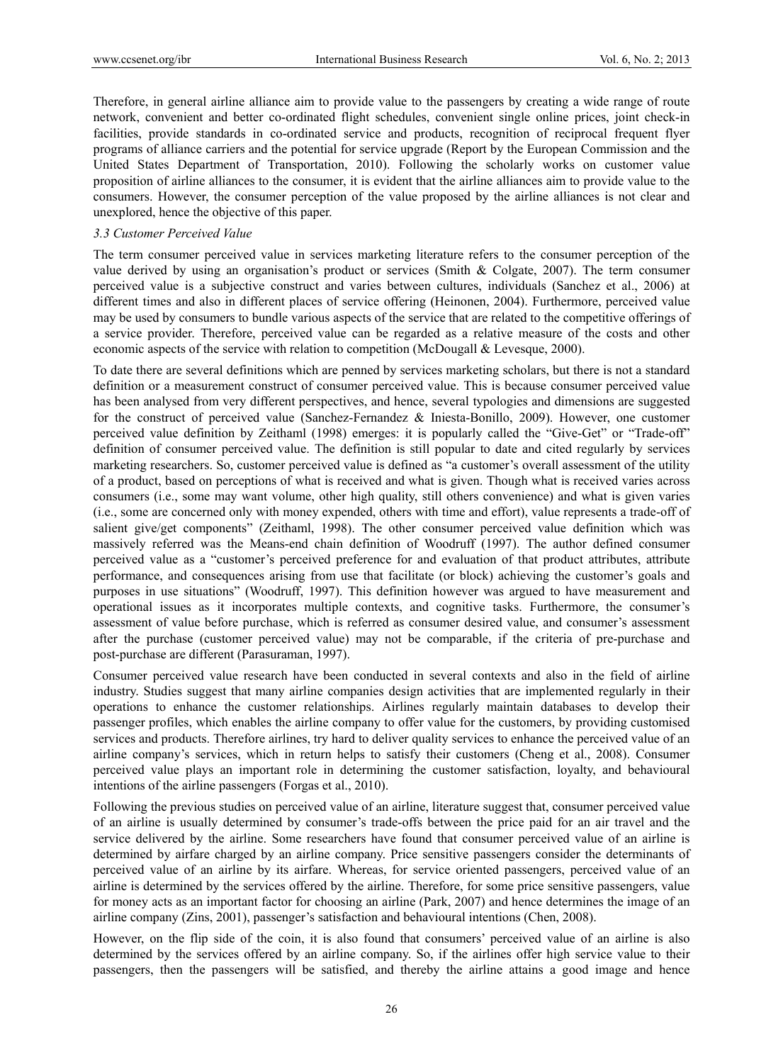Therefore, in general airline alliance aim to provide value to the passengers by creating a wide range of route network, convenient and better co-ordinated flight schedules, convenient single online prices, joint check-in facilities, provide standards in co-ordinated service and products, recognition of reciprocal frequent flyer programs of alliance carriers and the potential for service upgrade (Report by the European Commission and the United States Department of Transportation, 2010). Following the scholarly works on customer value proposition of airline alliances to the consumer, it is evident that the airline alliances aim to provide value to the consumers. However, the consumer perception of the value proposed by the airline alliances is not clear and unexplored, hence the objective of this paper.

### *3.3 Customer Perceived Value*

The term consumer perceived value in services marketing literature refers to the consumer perception of the value derived by using an organisation's product or services (Smith & Colgate, 2007). The term consumer perceived value is a subjective construct and varies between cultures, individuals (Sanchez et al., 2006) at different times and also in different places of service offering (Heinonen, 2004). Furthermore, perceived value may be used by consumers to bundle various aspects of the service that are related to the competitive offerings of a service provider. Therefore, perceived value can be regarded as a relative measure of the costs and other economic aspects of the service with relation to competition (McDougall & Levesque, 2000).

To date there are several definitions which are penned by services marketing scholars, but there is not a standard definition or a measurement construct of consumer perceived value. This is because consumer perceived value has been analysed from very different perspectives, and hence, several typologies and dimensions are suggested for the construct of perceived value (Sanchez-Fernandez & Iniesta-Bonillo, 2009). However, one customer perceived value definition by Zeithaml (1998) emerges: it is popularly called the "Give-Get" or "Trade-off" definition of consumer perceived value. The definition is still popular to date and cited regularly by services marketing researchers. So, customer perceived value is defined as "a customer's overall assessment of the utility of a product, based on perceptions of what is received and what is given. Though what is received varies across consumers (i.e., some may want volume, other high quality, still others convenience) and what is given varies (i.e., some are concerned only with money expended, others with time and effort), value represents a trade-off of salient give/get components" (Zeithaml, 1998). The other consumer perceived value definition which was massively referred was the Means-end chain definition of Woodruff (1997). The author defined consumer perceived value as a "customer's perceived preference for and evaluation of that product attributes, attribute performance, and consequences arising from use that facilitate (or block) achieving the customer's goals and purposes in use situations" (Woodruff, 1997). This definition however was argued to have measurement and operational issues as it incorporates multiple contexts, and cognitive tasks. Furthermore, the consumer's assessment of value before purchase, which is referred as consumer desired value, and consumer's assessment after the purchase (customer perceived value) may not be comparable, if the criteria of pre-purchase and post-purchase are different (Parasuraman, 1997).

Consumer perceived value research have been conducted in several contexts and also in the field of airline industry. Studies suggest that many airline companies design activities that are implemented regularly in their operations to enhance the customer relationships. Airlines regularly maintain databases to develop their passenger profiles, which enables the airline company to offer value for the customers, by providing customised services and products. Therefore airlines, try hard to deliver quality services to enhance the perceived value of an airline company's services, which in return helps to satisfy their customers (Cheng et al., 2008). Consumer perceived value plays an important role in determining the customer satisfaction, loyalty, and behavioural intentions of the airline passengers (Forgas et al., 2010).

Following the previous studies on perceived value of an airline, literature suggest that, consumer perceived value of an airline is usually determined by consumer's trade-offs between the price paid for an air travel and the service delivered by the airline. Some researchers have found that consumer perceived value of an airline is determined by airfare charged by an airline company. Price sensitive passengers consider the determinants of perceived value of an airline by its airfare. Whereas, for service oriented passengers, perceived value of an airline is determined by the services offered by the airline. Therefore, for some price sensitive passengers, value for money acts as an important factor for choosing an airline (Park, 2007) and hence determines the image of an airline company (Zins, 2001), passenger's satisfaction and behavioural intentions (Chen, 2008).

However, on the flip side of the coin, it is also found that consumers' perceived value of an airline is also determined by the services offered by an airline company. So, if the airlines offer high service value to their passengers, then the passengers will be satisfied, and thereby the airline attains a good image and hence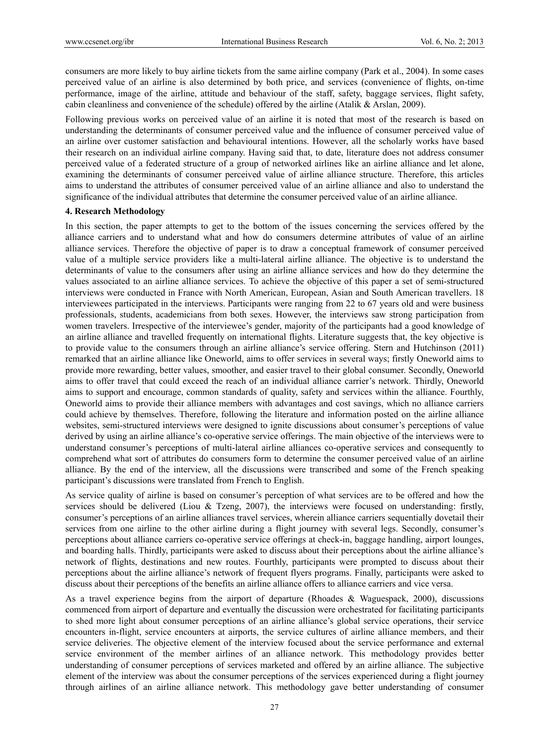consumers are more likely to buy airline tickets from the same airline company (Park et al., 2004). In some cases perceived value of an airline is also determined by both price, and services (convenience of flights, on-time performance, image of the airline, attitude and behaviour of the staff, safety, baggage services, flight safety, cabin cleanliness and convenience of the schedule) offered by the airline (Atalik & Arslan, 2009).

Following previous works on perceived value of an airline it is noted that most of the research is based on understanding the determinants of consumer perceived value and the influence of consumer perceived value of an airline over customer satisfaction and behavioural intentions. However, all the scholarly works have based their research on an individual airline company. Having said that, to date, literature does not address consumer perceived value of a federated structure of a group of networked airlines like an airline alliance and let alone, examining the determinants of consumer perceived value of airline alliance structure. Therefore, this articles aims to understand the attributes of consumer perceived value of an airline alliance and also to understand the significance of the individual attributes that determine the consumer perceived value of an airline alliance.

## 4. Research Methodology

In this section, the paper attempts to get to the bottom of the issues concerning the services offered by the alliance carriers and to understand what and how do consumers determine attributes of value of an airline alliance services. Therefore the objective of paper is to draw a conceptual framework of consumer perceived value of a multiple service providers like a multi-lateral airline alliance. The objective is to understand the determinants of value to the consumers after using an airline alliance services and how do they determine the values associated to an airline alliance services. To achieve the objective of this paper a set of semi-structured interviews were conducted in France with North American, European, Asian and South American travellers. 18 interviewees participated in the interviews. Participants were ranging from 22 to 67 years old and were business professionals, students, academicians from both sexes. However, the interviews saw strong participation from women travelers. Irrespective of the interviewee's gender, majority of the participants had a good knowledge of an airline alliance and travelled frequently on international flights. Literature suggests that, the key objective is to provide value to the consumers through an airline alliance's service offering. Stern and Hutchinson (2011) remarked that an airline alliance like Oneworld, aims to offer services in several ways; firstly Oneworld aims to provide more rewarding, better values, smoother, and easier travel to their global consumer. Secondly, Oneworld aims to offer travel that could exceed the reach of an individual alliance carrier's network. Thirdly, Oneworld aims to support and encourage, common standards of quality, safety and services within the alliance. Fourthly, Oneworld aims to provide their alliance members with advantages and cost savings, which no alliance carriers could achieve by themselves. Therefore, following the literature and information posted on the airline alliance websites, semi-structured interviews were designed to ignite discussions about consumer's perceptions of value derived by using an airline alliance's co-operative service offerings. The main objective of the interviews were to understand consumer's perceptions of multi-lateral airline alliances co-operative services and consequently to comprehend what sort of attributes do consumers form to determine the consumer perceived value of an airline alliance. By the end of the interview, all the discussions were transcribed and some of the French speaking participant's discussions were translated from French to English.

As service quality of airline is based on consumer's perception of what services are to be offered and how the services should be delivered (Liou & Tzeng, 2007), the interviews were focused on understanding: firstly, consumer's perceptions of an airline alliances travel services, wherein alliance carriers sequentially dovetail their services from one airline to the other airline during a flight journey with several legs. Secondly, consumer's perceptions about alliance carriers co-operative service offerings at check-in, baggage handling, airport lounges, and boarding halls. Thirdly, participants were asked to discuss about their perceptions about the airline alliance's network of flights, destinations and new routes. Fourthly, participants were prompted to discuss about their perceptions about the airline alliance's network of frequent flyers programs. Finally, participants were asked to discuss about their perceptions of the benefits an airline alliance offers to alliance carriers and vice versa.

As a travel experience begins from the airport of departure (Rhoades & Waguespack, 2000), discussions commenced from airport of departure and eventually the discussion were orchestrated for facilitating participants to shed more light about consumer perceptions of an airline alliance's global service operations, their service encounters in-flight, service encounters at airports, the service cultures of airline alliance members, and their service deliveries. The objective element of the interview focused about the service performance and external service environment of the member airlines of an alliance network. This methodology provides better understanding of consumer perceptions of services marketed and offered by an airline alliance. The subjective element of the interview was about the consumer perceptions of the services experienced during a flight journey through airlines of an airline alliance network. This methodology gave better understanding of consumer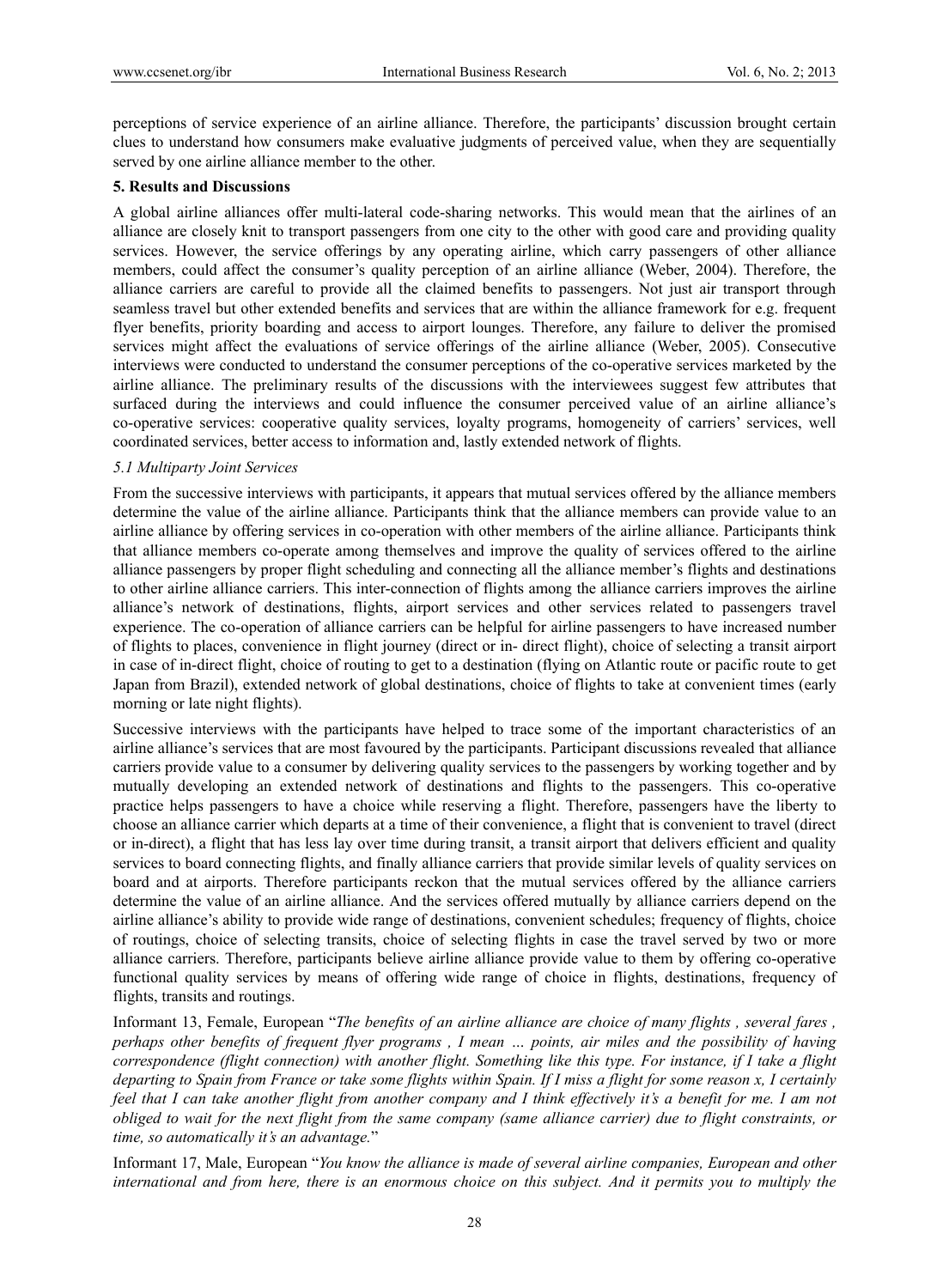perceptions of service experience of an airline alliance. Therefore, the participants' discussion brought certain clues to understand how consumers make evaluative judgments of perceived value, when they are sequentially served by one airline alliance member to the other.

## 5. Results and Discussions

A global airline alliances offer multi-lateral code-sharing networks. This would mean that the airlines of an alliance are closely knit to transport passengers from one city to the other with good care and providing quality services. However, the service offerings by any operating airline, which carry passengers of other alliance members, could affect the consumer's quality perception of an airline alliance (Weber, 2004). Therefore, the alliance carriers are careful to provide all the claimed benefits to passengers. Not just air transport through seamless travel but other extended benefits and services that are within the alliance framework for e.g. frequent flyer benefits, priority boarding and access to airport lounges. Therefore, any failure to deliver the promised services might affect the evaluations of service offerings of the airline alliance (Weber, 2005). Consecutive interviews were conducted to understand the consumer perceptions of the co-operative services marketed by the airline alliance. The preliminary results of the discussions with the interviewees suggest few attributes that surfaced during the interviews and could influence the consumer perceived value of an airline alliance's co-operative services: cooperative quality services, loyalty programs, homogeneity of carriers' services, well coordinated services, better access to information and, lastly extended network of flights.

### *5.1 Multiparty Joint Services*

From the successive interviews with participants, it appears that mutual services offered by the alliance members determine the value of the airline alliance. Participants think that the alliance members can provide value to an airline alliance by offering services in co-operation with other members of the airline alliance. Participants think that alliance members co-operate among themselves and improve the quality of services offered to the airline alliance passengers by proper flight scheduling and connecting all the alliance member's flights and destinations to other airline alliance carriers. This inter-connection of flights among the alliance carriers improves the airline alliance's network of destinations, flights, airport services and other services related to passengers travel experience. The co-operation of alliance carriers can be helpful for airline passengers to have increased number of flights to places, convenience in flight journey (direct or in- direct flight), choice of selecting a transit airport in case of in-direct flight, choice of routing to get to a destination (flying on Atlantic route or pacific route to get Japan from Brazil), extended network of global destinations, choice of flights to take at convenient times (early morning or late night flights).

Successive interviews with the participants have helped to trace some of the important characteristics of an airline alliance's services that are most favoured by the participants. Participant discussions revealed that alliance carriers provide value to a consumer by delivering quality services to the passengers by working together and by mutually developing an extended network of destinations and flights to the passengers. This co-operative practice helps passengers to have a choice while reserving a flight. Therefore, passengers have the liberty to choose an alliance carrier which departs at a time of their convenience, a flight that is convenient to travel (direct or in-direct), a flight that has less lay over time during transit, a transit airport that delivers efficient and quality services to board connecting flights, and finally alliance carriers that provide similar levels of quality services on board and at airports. Therefore participants reckon that the mutual services offered by the alliance carriers determine the value of an airline alliance. And the services offered mutually by alliance carriers depend on the airline alliance's ability to provide wide range of destinations, convenient schedules; frequency of flights, choice of routings, choice of selecting transits, choice of selecting flights in case the travel served by two or more alliance carriers. Therefore, participants believe airline alliance provide value to them by offering co-operative functional quality services by means of offering wide range of choice in flights, destinations, frequency of flights, transits and routings.

Informant 13, Female, European "*The benefits of an airline alliance are choice of many flights , several fares , perhaps other benefits of frequent flyer programs , I mean … points, air miles and the possibility of having correspondence (flight connection) with another flight. Something like this type. For instance, if I take a flight departing to Spain from France or take some flights within Spain. If I miss a flight for some reason x, I certainly feel that I can take another flight from another company and I think effectively it's a benefit for me. I am not obliged to wait for the next flight from the same company (same alliance carrier) due to flight constraints, or time, so automatically it's an advantage.*"

Informant 17, Male, European "*You know the alliance is made of several airline companies, European and other international and from here, there is an enormous choice on this subject. And it permits you to multiply the*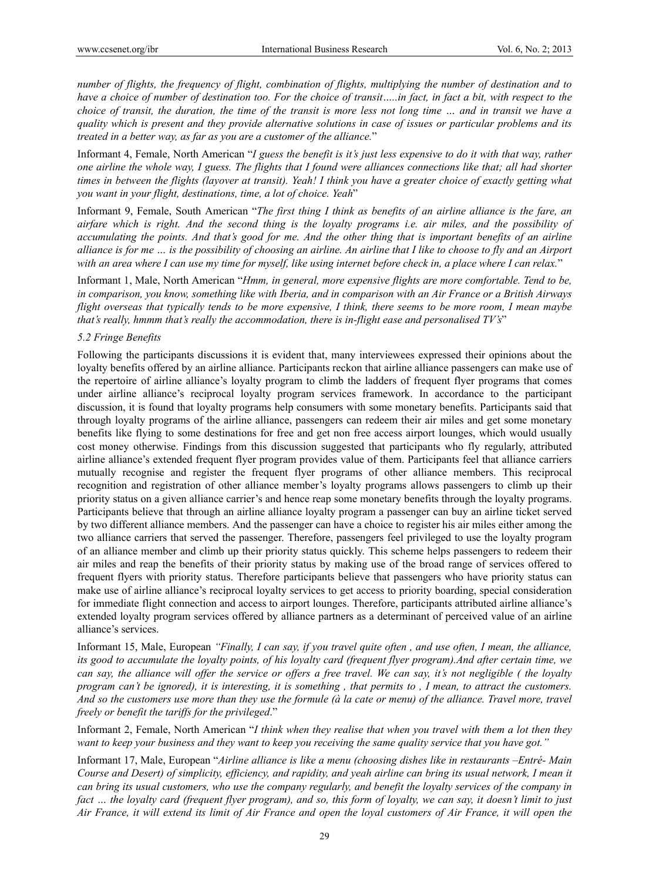*number of flights, the frequency of flight, combination of flights, multiplying the number of destination and to have a choice of number of destination too. For the choice of transit…..in fact, in fact a bit, with respect to the choice of transit, the duration, the time of the transit is more less not long time … and in transit we have a quality which is present and they provide alternative solutions in case of issues or particular problems and its treated in a better way, as far as you are a customer of the alliance.*"

Informant 4, Female, North American "*I guess the benefit is it's just less expensive to do it with that way, rather one airline the whole way, I guess. The flights that I found were alliances connections like that; all had shorter times in between the flights (layover at transit). Yeah! I think you have a greater choice of exactly getting what you want in your flight, destinations, time, a lot of choice. Yeah*"

Informant 9, Female, South American "*The first thing I think as benefits of an airline alliance is the fare, an airfare which is right. And the second thing is the loyalty programs i.e. air miles, and the possibility of accumulating the points. And that's good for me. And the other thing that is important benefits of an airline alliance is for me … is the possibility of choosing an airline. An airline that I like to choose to fly and an Airport with an area where I can use my time for myself, like using internet before check in, a place where I can relax.*"

Informant 1, Male, North American "*Hmm, in general, more expensive flights are more comfortable. Tend to be, in comparison, you know, something like with Iberia, and in comparison with an Air France or a British Airways flight overseas that typically tends to be more expensive, I think, there seems to be more room, I mean maybe that's really, hmmm that's really the accommodation, there is in-flight ease and personalised TV's*"

### *5.2 Fringe Benefits*

Following the participants discussions it is evident that, many interviewees expressed their opinions about the loyalty benefits offered by an airline alliance. Participants reckon that airline alliance passengers can make use of the repertoire of airline alliance's loyalty program to climb the ladders of frequent flyer programs that comes under airline alliance's reciprocal loyalty program services framework. In accordance to the participant discussion, it is found that loyalty programs help consumers with some monetary benefits. Participants said that through loyalty programs of the airline alliance, passengers can redeem their air miles and get some monetary benefits like flying to some destinations for free and get non free access airport lounges, which would usually cost money otherwise. Findings from this discussion suggested that participants who fly regularly, attributed airline alliance's extended frequent flyer program provides value of them. Participants feel that alliance carriers mutually recognise and register the frequent flyer programs of other alliance members. This reciprocal recognition and registration of other alliance member's loyalty programs allows passengers to climb up their priority status on a given alliance carrier's and hence reap some monetary benefits through the loyalty programs. Participants believe that through an airline alliance loyalty program a passenger can buy an airline ticket served by two different alliance members. And the passenger can have a choice to register his air miles either among the two alliance carriers that served the passenger. Therefore, passengers feel privileged to use the loyalty program of an alliance member and climb up their priority status quickly. This scheme helps passengers to redeem their air miles and reap the benefits of their priority status by making use of the broad range of services offered to frequent flyers with priority status. Therefore participants believe that passengers who have priority status can make use of airline alliance's reciprocal loyalty services to get access to priority boarding, special consideration for immediate flight connection and access to airport lounges. Therefore, participants attributed airline alliance's extended loyalty program services offered by alliance partners as a determinant of perceived value of an airline alliance's services.

Informant 15, Male, European *"Finally, I can say, if you travel quite often , and use often, I mean, the alliance, its good to accumulate the loyalty points, of his loyalty card (frequent flyer program).And after certain time, we can say, the alliance will offer the service or offers a free travel. We can say, it's not negligible ( the loyalty program can't be ignored), it is interesting, it is something , that permits to , I mean, to attract the customers. And so the customers use more than they use the formule (à la cate or menu) of the alliance. Travel more, travel freely or benefit the tariffs for the privileged*."

Informant 2, Female, North American "*I think when they realise that when you travel with them a lot then they want to keep your business and they want to keep you receiving the same quality service that you have got."*

Informant 17, Male, European "*Airline alliance is like a menu (choosing dishes like in restaurants –Entré- Main Course and Desert) of simplicity, efficiency, and rapidity, and yeah airline can bring its usual network, I mean it can bring its usual customers, who use the company regularly, and benefit the loyalty services of the company in fact … the loyalty card (frequent flyer program), and so, this form of loyalty, we can say, it doesn't limit to just Air France, it will extend its limit of Air France and open the loyal customers of Air France, it will open the*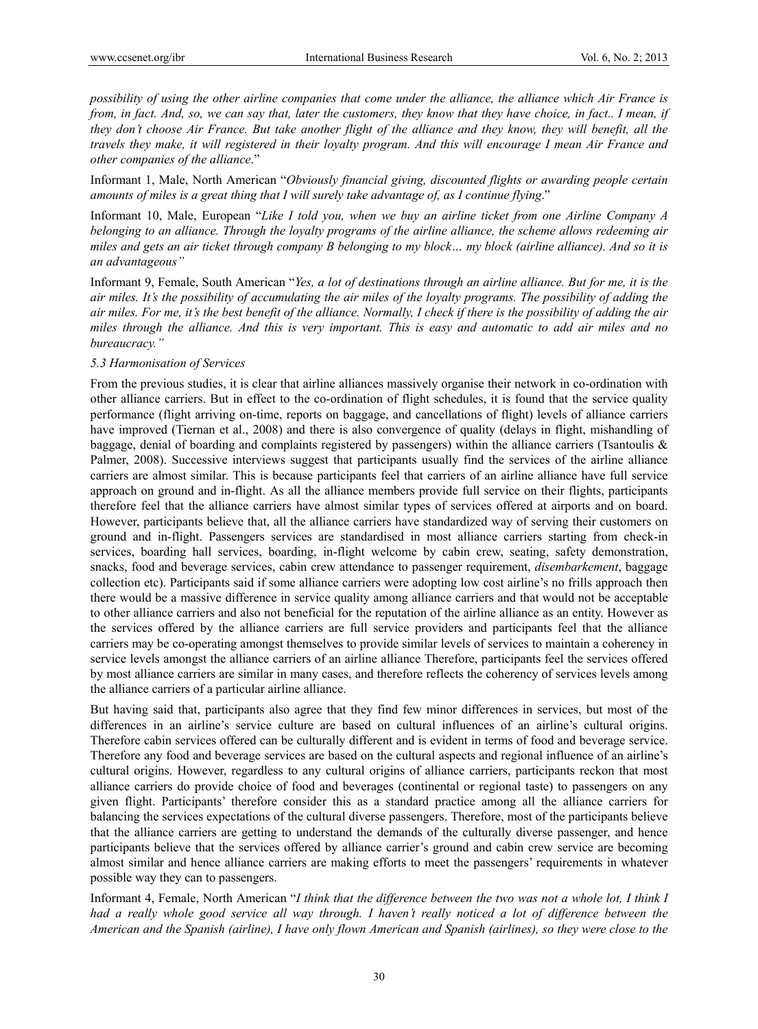*possibility of using the other airline companies that come under the alliance, the alliance which Air France is from, in fact. And, so, we can say that, later the customers, they know that they have choice, in fact.. I mean, if they don't choose Air France. But take another flight of the alliance and they know, they will benefit, all the travels they make, it will registered in their loyalty program. And this will encourage I mean Air France and other companies of the alliance*."

Informant 1, Male, North American "*Obviously financial giving, discounted flights or awarding people certain amounts of miles is a great thing that I will surely take advantage of, as I continue flying*."

Informant 10, Male, European "*Like I told you, when we buy an airline ticket from one Airline Company A belonging to an alliance. Through the loyalty programs of the airline alliance, the scheme allows redeeming air miles and gets an air ticket through company B belonging to my block… my block (airline alliance). And so it is an advantageous"*

Informant 9, Female, South American "*Yes, a lot of destinations through an airline alliance. But for me, it is the air miles. It's the possibility of accumulating the air miles of the loyalty programs. The possibility of adding the air miles. For me, it's the best benefit of the alliance. Normally, I check if there is the possibility of adding the air miles through the alliance. And this is very important. This is easy and automatic to add air miles and no bureaucracy."*

### *5.3 Harmonisation of Services*

From the previous studies, it is clear that airline alliances massively organise their network in co-ordination with other alliance carriers. But in effect to the co-ordination of flight schedules, it is found that the service quality performance (flight arriving on-time, reports on baggage, and cancellations of flight) levels of alliance carriers have improved (Tiernan et al., 2008) and there is also convergence of quality (delays in flight, mishandling of baggage, denial of boarding and complaints registered by passengers) within the alliance carriers (Tsantoulis & Palmer, 2008). Successive interviews suggest that participants usually find the services of the airline alliance carriers are almost similar. This is because participants feel that carriers of an airline alliance have full service approach on ground and in-flight. As all the alliance members provide full service on their flights, participants therefore feel that the alliance carriers have almost similar types of services offered at airports and on board. However, participants believe that, all the alliance carriers have standardized way of serving their customers on ground and in-flight. Passengers services are standardised in most alliance carriers starting from check-in services, boarding hall services, boarding, in-flight welcome by cabin crew, seating, safety demonstration, snacks, food and beverage services, cabin crew attendance to passenger requirement, *disembarkement*, baggage collection etc). Participants said if some alliance carriers were adopting low cost airline's no frills approach then there would be a massive difference in service quality among alliance carriers and that would not be acceptable to other alliance carriers and also not beneficial for the reputation of the airline alliance as an entity. However as the services offered by the alliance carriers are full service providers and participants feel that the alliance carriers may be co-operating amongst themselves to provide similar levels of services to maintain a coherency in service levels amongst the alliance carriers of an airline alliance Therefore, participants feel the services offered by most alliance carriers are similar in many cases, and therefore reflects the coherency of services levels among the alliance carriers of a particular airline alliance.

But having said that, participants also agree that they find few minor differences in services, but most of the differences in an airline's service culture are based on cultural influences of an airline's cultural origins. Therefore cabin services offered can be culturally different and is evident in terms of food and beverage service. Therefore any food and beverage services are based on the cultural aspects and regional influence of an airline's cultural origins. However, regardless to any cultural origins of alliance carriers, participants reckon that most alliance carriers do provide choice of food and beverages (continental or regional taste) to passengers on any given flight. Participants' therefore consider this as a standard practice among all the alliance carriers for balancing the services expectations of the cultural diverse passengers. Therefore, most of the participants believe that the alliance carriers are getting to understand the demands of the culturally diverse passenger, and hence participants believe that the services offered by alliance carrier's ground and cabin crew service are becoming almost similar and hence alliance carriers are making efforts to meet the passengers' requirements in whatever possible way they can to passengers.

Informant 4, Female, North American "*I think that the difference between the two was not a whole lot, I think I had a really whole good service all way through. I haven't really noticed a lot of difference between the American and the Spanish (airline), I have only flown American and Spanish (airlines), so they were close to the*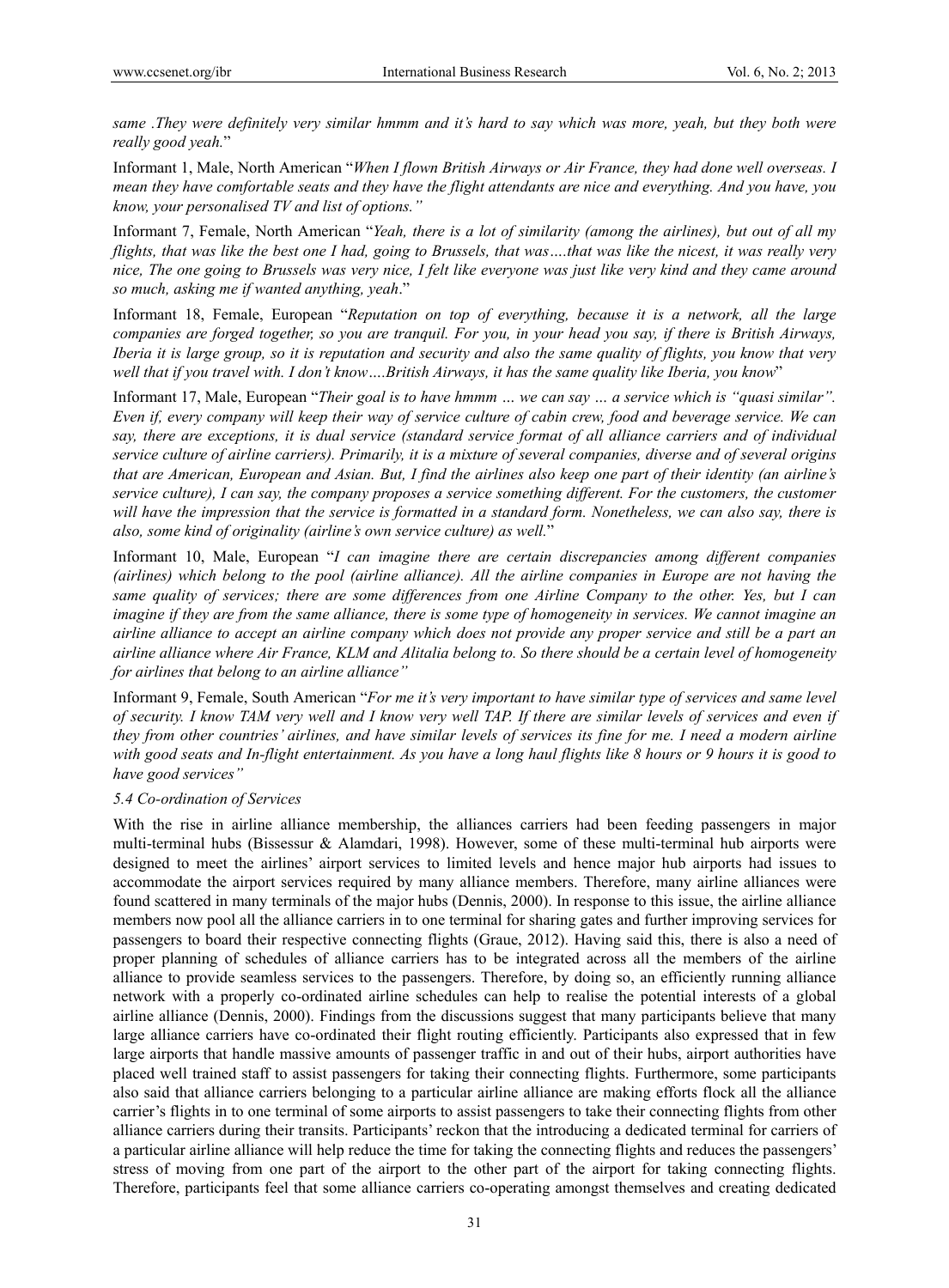*same .They were definitely very similar hmmm and it's hard to say which was more, yeah, but they both were really good yeah.*"

Informant 1, Male, North American "*When I flown British Airways or Air France, they had done well overseas. I mean they have comfortable seats and they have the flight attendants are nice and everything. And you have, you know, your personalised TV and list of options."*

Informant 7, Female, North American "*Yeah, there is a lot of similarity (among the airlines), but out of all my flights, that was like the best one I had, going to Brussels, that was….that was like the nicest, it was really very nice, The one going to Brussels was very nice, I felt like everyone was just like very kind and they came around so much, asking me if wanted anything, yeah*."

Informant 18, Female, European "*Reputation on top of everything, because it is a network, all the large companies are forged together, so you are tranquil. For you, in your head you say, if there is British Airways, Iberia it is large group, so it is reputation and security and also the same quality of flights, you know that very well that if you travel with. I don't know….British Airways, it has the same quality like Iberia, you know*"

Informant 17, Male, European "*Their goal is to have hmmm … we can say … a service which is "quasi similar". Even if, every company will keep their way of service culture of cabin crew, food and beverage service. We can say, there are exceptions, it is dual service (standard service format of all alliance carriers and of individual service culture of airline carriers). Primarily, it is a mixture of several companies, diverse and of several origins that are American, European and Asian. But, I find the airlines also keep one part of their identity (an airline's service culture), I can say, the company proposes a service something different. For the customers, the customer will have the impression that the service is formatted in a standard form. Nonetheless, we can also say, there is also, some kind of originality (airline's own service culture) as well.*"

Informant 10, Male, European "*I can imagine there are certain discrepancies among different companies (airlines) which belong to the pool (airline alliance). All the airline companies in Europe are not having the same quality of services; there are some differences from one Airline Company to the other. Yes, but I can imagine if they are from the same alliance, there is some type of homogeneity in services. We cannot imagine an airline alliance to accept an airline company which does not provide any proper service and still be a part an airline alliance where Air France, KLM and Alitalia belong to. So there should be a certain level of homogeneity for airlines that belong to an airline alliance"*

Informant 9, Female, South American "*For me it's very important to have similar type of services and same level of security. I know TAM very well and I know very well TAP. If there are similar levels of services and even if they from other countries' airlines, and have similar levels of services its fine for me. I need a modern airline with good seats and In-flight entertainment. As you have a long haul flights like 8 hours or 9 hours it is good to have good services"*

### *5.4 Co-ordination of Services*

With the rise in airline alliance membership, the alliances carriers had been feeding passengers in major multi-terminal hubs (Bissessur & Alamdari, 1998). However, some of these multi-terminal hub airports were designed to meet the airlines' airport services to limited levels and hence major hub airports had issues to accommodate the airport services required by many alliance members. Therefore, many airline alliances were found scattered in many terminals of the major hubs (Dennis, 2000). In response to this issue, the airline alliance members now pool all the alliance carriers in to one terminal for sharing gates and further improving services for passengers to board their respective connecting flights (Graue, 2012). Having said this, there is also a need of proper planning of schedules of alliance carriers has to be integrated across all the members of the airline alliance to provide seamless services to the passengers. Therefore, by doing so, an efficiently running alliance network with a properly co-ordinated airline schedules can help to realise the potential interests of a global airline alliance (Dennis, 2000). Findings from the discussions suggest that many participants believe that many large alliance carriers have co-ordinated their flight routing efficiently. Participants also expressed that in few large airports that handle massive amounts of passenger traffic in and out of their hubs, airport authorities have placed well trained staff to assist passengers for taking their connecting flights. Furthermore, some participants also said that alliance carriers belonging to a particular airline alliance are making efforts flock all the alliance carrier's flights in to one terminal of some airports to assist passengers to take their connecting flights from other alliance carriers during their transits. Participants' reckon that the introducing a dedicated terminal for carriers of a particular airline alliance will help reduce the time for taking the connecting flights and reduces the passengers' stress of moving from one part of the airport to the other part of the airport for taking connecting flights. Therefore, participants feel that some alliance carriers co-operating amongst themselves and creating dedicated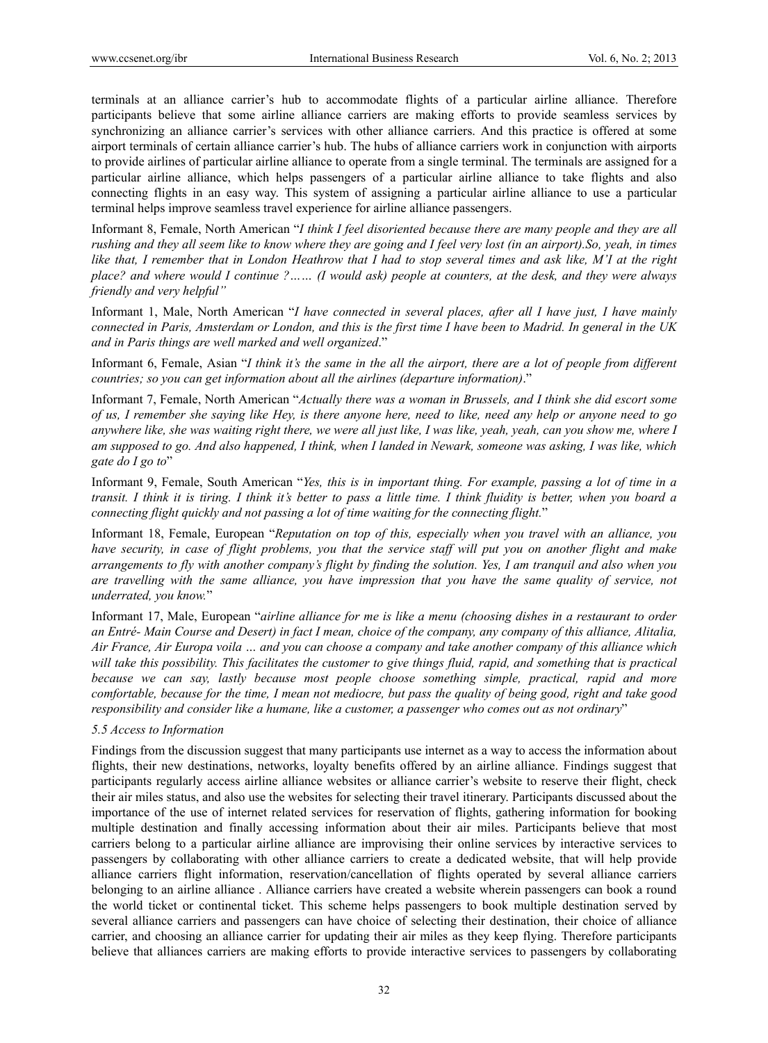terminals at an alliance carrier's hub to accommodate flights of a particular airline alliance. Therefore participants believe that some airline alliance carriers are making efforts to provide seamless services by synchronizing an alliance carrier's services with other alliance carriers. And this practice is offered at some airport terminals of certain alliance carrier's hub. The hubs of alliance carriers work in conjunction with airports to provide airlines of particular airline alliance to operate from a single terminal. The terminals are assigned for a particular airline alliance, which helps passengers of a particular airline alliance to take flights and also connecting flights in an easy way. This system of assigning a particular airline alliance to use a particular terminal helps improve seamless travel experience for airline alliance passengers.

Informant 8, Female, North American "*I think I feel disoriented because there are many people and they are all rushing and they all seem like to know where they are going and I feel very lost (in an airport).So, yeah, in times like that, I remember that in London Heathrow that I had to stop several times and ask like, M'I at the right place? and where would I continue ?…… (I would ask) people at counters, at the desk, and they were always friendly and very helpful"*

Informant 1, Male, North American "*I have connected in several places, after all I have just, I have mainly connected in Paris, Amsterdam or London, and this is the first time I have been to Madrid. In general in the UK and in Paris things are well marked and well organized*."

Informant 6, Female, Asian "*I think it's the same in the all the airport, there are a lot of people from different countries; so you can get information about all the airlines (departure information)*."

Informant 7, Female, North American "*Actually there was a woman in Brussels, and I think she did escort some of us, I remember she saying like Hey, is there anyone here, need to like, need any help or anyone need to go anywhere like, she was waiting right there, we were all just like, I was like, yeah, yeah, can you show me, where I am supposed to go. And also happened, I think, when I landed in Newark, someone was asking, I was like, which gate do I go to*"

Informant 9, Female, South American "*Yes, this is in important thing. For example, passing a lot of time in a transit. I think it is tiring. I think it's better to pass a little time. I think fluidity is better, when you board a connecting flight quickly and not passing a lot of time waiting for the connecting flight.*"

Informant 18, Female, European "*Reputation on top of this, especially when you travel with an alliance, you have security, in case of flight problems, you that the service staff will put you on another flight and make arrangements to fly with another company's flight by finding the solution. Yes, I am tranquil and also when you are travelling with the same alliance, you have impression that you have the same quality of service, not underrated, you know.*"

Informant 17, Male, European "*airline alliance for me is like a menu (choosing dishes in a restaurant to order an Entré- Main Course and Desert) in fact I mean, choice of the company, any company of this alliance, Alitalia, Air France, Air Europa voila … and you can choose a company and take another company of this alliance which will take this possibility. This facilitates the customer to give things fluid, rapid, and something that is practical because we can say, lastly because most people choose something simple, practical, rapid and more comfortable, because for the time, I mean not mediocre, but pass the quality of being good, right and take good responsibility and consider like a humane, like a customer, a passenger who comes out as not ordinary*"

### *5.5 Access to Information*

Findings from the discussion suggest that many participants use internet as a way to access the information about flights, their new destinations, networks, loyalty benefits offered by an airline alliance. Findings suggest that participants regularly access airline alliance websites or alliance carrier's website to reserve their flight, check their air miles status, and also use the websites for selecting their travel itinerary. Participants discussed about the importance of the use of internet related services for reservation of flights, gathering information for booking multiple destination and finally accessing information about their air miles. Participants believe that most carriers belong to a particular airline alliance are improvising their online services by interactive services to passengers by collaborating with other alliance carriers to create a dedicated website, that will help provide alliance carriers flight information, reservation/cancellation of flights operated by several alliance carriers belonging to an airline alliance . Alliance carriers have created a website wherein passengers can book a round the world ticket or continental ticket. This scheme helps passengers to book multiple destination served by several alliance carriers and passengers can have choice of selecting their destination, their choice of alliance carrier, and choosing an alliance carrier for updating their air miles as they keep flying. Therefore participants believe that alliances carriers are making efforts to provide interactive services to passengers by collaborating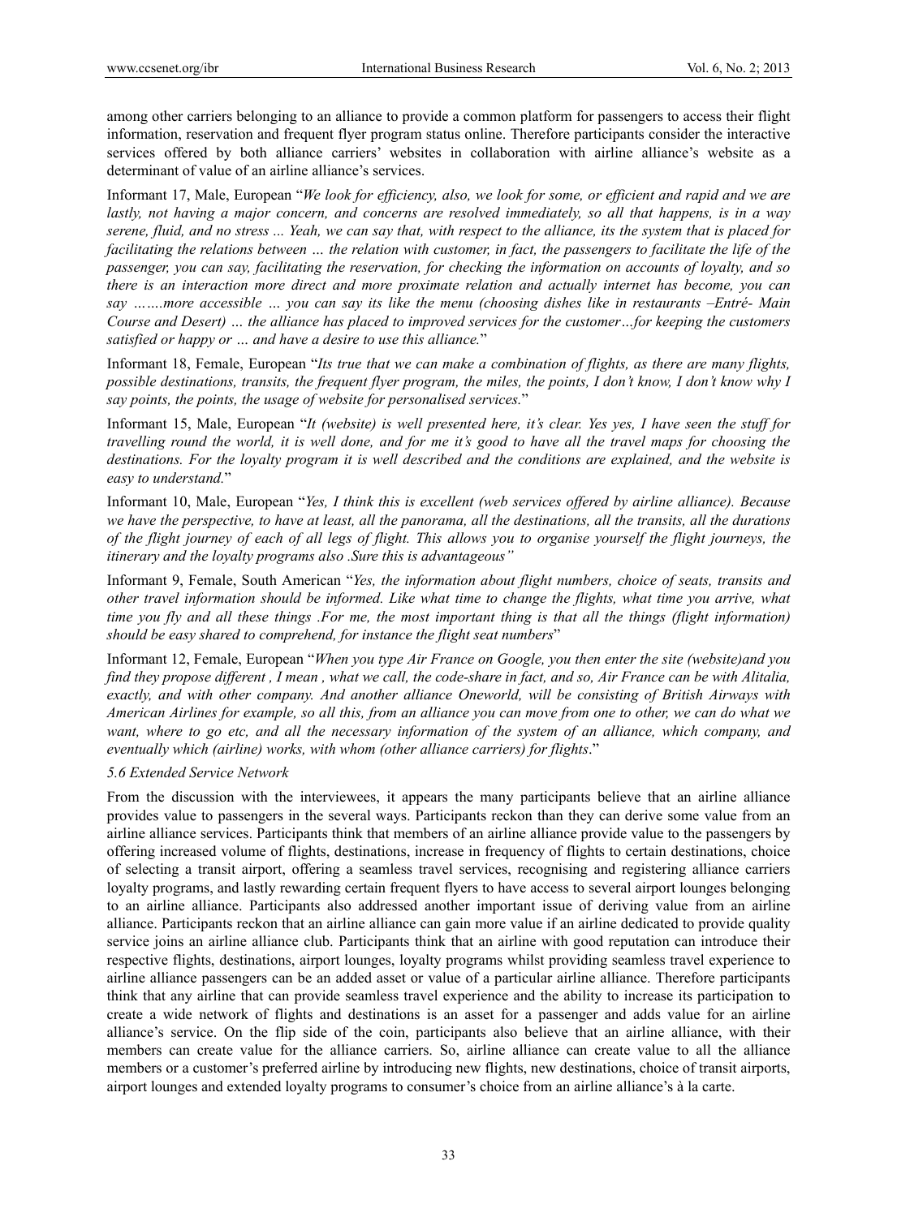among other carriers belonging to an alliance to provide a common platform for passengers to access their flight information, reservation and frequent flyer program status online. Therefore participants consider the interactive services offered by both alliance carriers' websites in collaboration with airline alliance's website as a determinant of value of an airline alliance's services.

Informant 17, Male, European "*We look for efficiency, also, we look for some, or efficient and rapid and we are lastly, not having a major concern, and concerns are resolved immediately, so all that happens, is in a way serene, fluid, and no stress ... Yeah, we can say that, with respect to the alliance, its the system that is placed for facilitating the relations between … the relation with customer, in fact, the passengers to facilitate the life of the passenger, you can say, facilitating the reservation, for checking the information on accounts of loyalty, and so there is an interaction more direct and more proximate relation and actually internet has become, you can say …….more accessible … you can say its like the menu (choosing dishes like in restaurants –Entré- Main Course and Desert) … the alliance has placed to improved services for the customer…for keeping the customers satisfied or happy or … and have a desire to use this alliance.*"

Informant 18, Female, European "*Its true that we can make a combination of flights, as there are many flights, possible destinations, transits, the frequent flyer program, the miles, the points, I don't know, I don't know why I say points, the points, the usage of website for personalised services.*"

Informant 15, Male, European "*It (website) is well presented here, it's clear. Yes yes, I have seen the stuff for travelling round the world, it is well done, and for me it's good to have all the travel maps for choosing the destinations. For the loyalty program it is well described and the conditions are explained, and the website is easy to understand.*"

Informant 10, Male, European "*Yes, I think this is excellent (web services offered by airline alliance). Because we have the perspective, to have at least, all the panorama, all the destinations, all the transits, all the durations of the flight journey of each of all legs of flight. This allows you to organise yourself the flight journeys, the itinerary and the loyalty programs also .Sure this is advantageous"*

Informant 9, Female, South American "*Yes, the information about flight numbers, choice of seats, transits and other travel information should be informed. Like what time to change the flights, what time you arrive, what time you fly and all these things .For me, the most important thing is that all the things (flight information) should be easy shared to comprehend, for instance the flight seat numbers*"

Informant 12, Female, European "*When you type Air France on Google, you then enter the site (website)and you find they propose different , I mean , what we call, the code-share in fact, and so, Air France can be with Alitalia, exactly, and with other company. And another alliance Oneworld, will be consisting of British Airways with American Airlines for example, so all this, from an alliance you can move from one to other, we can do what we want, where to go etc, and all the necessary information of the system of an alliance, which company, and eventually which (airline) works, with whom (other alliance carriers) for flights*."

### *5.6 Extended Service Network*

From the discussion with the interviewees, it appears the many participants believe that an airline alliance provides value to passengers in the several ways. Participants reckon than they can derive some value from an airline alliance services. Participants think that members of an airline alliance provide value to the passengers by offering increased volume of flights, destinations, increase in frequency of flights to certain destinations, choice of selecting a transit airport, offering a seamless travel services, recognising and registering alliance carriers loyalty programs, and lastly rewarding certain frequent flyers to have access to several airport lounges belonging to an airline alliance. Participants also addressed another important issue of deriving value from an airline alliance. Participants reckon that an airline alliance can gain more value if an airline dedicated to provide quality service joins an airline alliance club. Participants think that an airline with good reputation can introduce their respective flights, destinations, airport lounges, loyalty programs whilst providing seamless travel experience to airline alliance passengers can be an added asset or value of a particular airline alliance. Therefore participants think that any airline that can provide seamless travel experience and the ability to increase its participation to create a wide network of flights and destinations is an asset for a passenger and adds value for an airline alliance's service. On the flip side of the coin, participants also believe that an airline alliance, with their members can create value for the alliance carriers. So, airline alliance can create value to all the alliance members or a customer's preferred airline by introducing new flights, new destinations, choice of transit airports, airport lounges and extended loyalty programs to consumer's choice from an airline alliance's à la carte.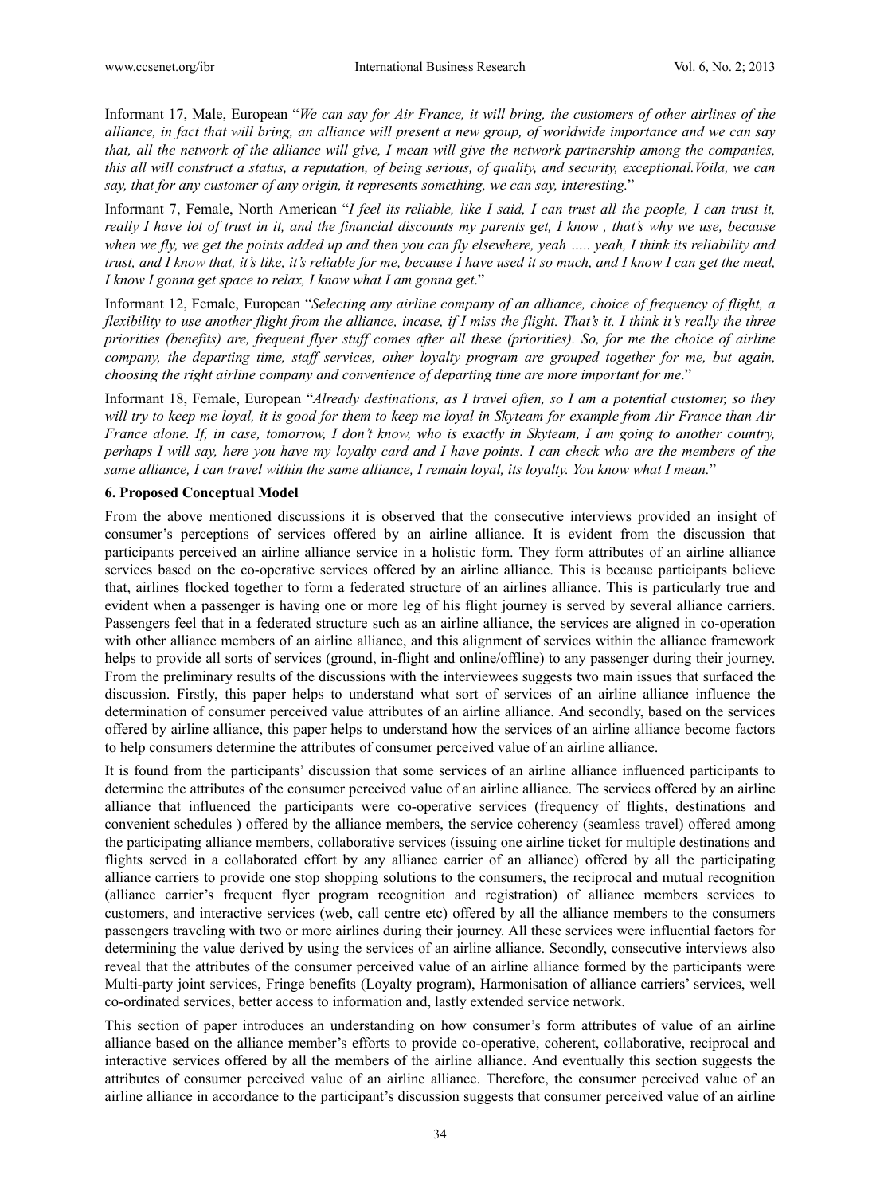Informant 17, Male, European "*We can say for Air France, it will bring, the customers of other airlines of the alliance, in fact that will bring, an alliance will present a new group, of worldwide importance and we can say that, all the network of the alliance will give, I mean will give the network partnership among the companies, this all will construct a status, a reputation, of being serious, of quality, and security, exceptional.Voila, we can say, that for any customer of any origin, it represents something, we can say, interesting.*"

Informant 7, Female, North American "*I feel its reliable, like I said, I can trust all the people, I can trust it, really I have lot of trust in it, and the financial discounts my parents get, I know , that's why we use, because when we fly, we get the points added up and then you can fly elsewhere, yeah ….. yeah, I think its reliability and trust, and I know that, it's like, it's reliable for me, because I have used it so much, and I know I can get the meal, I know I gonna get space to relax, I know what I am gonna get*."

Informant 12, Female, European "*Selecting any airline company of an alliance, choice of frequency of flight, a flexibility to use another flight from the alliance, incase, if I miss the flight. That's it. I think it's really the three priorities (benefits) are, frequent flyer stuff comes after all these (priorities). So, for me the choice of airline company, the departing time, staff services, other loyalty program are grouped together for me, but again, choosing the right airline company and convenience of departing time are more important for me*."

Informant 18, Female, European "*Already destinations, as I travel often, so I am a potential customer, so they will try to keep me loyal, it is good for them to keep me loyal in Skyteam for example from Air France than Air France alone. If, in case, tomorrow, I don't know, who is exactly in Skyteam, I am going to another country, perhaps I will say, here you have my loyalty card and I have points. I can check who are the members of the same alliance, I can travel within the same alliance, I remain loyal, its loyalty. You know what I mean.*"

## 6. Proposed Conceptual Model

From the above mentioned discussions it is observed that the consecutive interviews provided an insight of consumer's perceptions of services offered by an airline alliance. It is evident from the discussion that participants perceived an airline alliance service in a holistic form. They form attributes of an airline alliance services based on the co-operative services offered by an airline alliance. This is because participants believe that, airlines flocked together to form a federated structure of an airlines alliance. This is particularly true and evident when a passenger is having one or more leg of his flight journey is served by several alliance carriers. Passengers feel that in a federated structure such as an airline alliance, the services are aligned in co-operation with other alliance members of an airline alliance, and this alignment of services within the alliance framework helps to provide all sorts of services (ground, in-flight and online/offline) to any passenger during their journey. From the preliminary results of the discussions with the interviewees suggests two main issues that surfaced the discussion. Firstly, this paper helps to understand what sort of services of an airline alliance influence the determination of consumer perceived value attributes of an airline alliance. And secondly, based on the services offered by airline alliance, this paper helps to understand how the services of an airline alliance become factors to help consumers determine the attributes of consumer perceived value of an airline alliance.

It is found from the participants' discussion that some services of an airline alliance influenced participants to determine the attributes of the consumer perceived value of an airline alliance. The services offered by an airline alliance that influenced the participants were co-operative services (frequency of flights, destinations and convenient schedules ) offered by the alliance members, the service coherency (seamless travel) offered among the participating alliance members, collaborative services (issuing one airline ticket for multiple destinations and flights served in a collaborated effort by any alliance carrier of an alliance) offered by all the participating alliance carriers to provide one stop shopping solutions to the consumers, the reciprocal and mutual recognition (alliance carrier's frequent flyer program recognition and registration) of alliance members services to customers, and interactive services (web, call centre etc) offered by all the alliance members to the consumers passengers traveling with two or more airlines during their journey. All these services were influential factors for determining the value derived by using the services of an airline alliance. Secondly, consecutive interviews also reveal that the attributes of the consumer perceived value of an airline alliance formed by the participants were Multi-party joint services, Fringe benefits (Loyalty program), Harmonisation of alliance carriers' services, well co-ordinated services, better access to information and, lastly extended service network.

This section of paper introduces an understanding on how consumer's form attributes of value of an airline alliance based on the alliance member's efforts to provide co-operative, coherent, collaborative, reciprocal and interactive services offered by all the members of the airline alliance. And eventually this section suggests the attributes of consumer perceived value of an airline alliance. Therefore, the consumer perceived value of an airline alliance in accordance to the participant's discussion suggests that consumer perceived value of an airline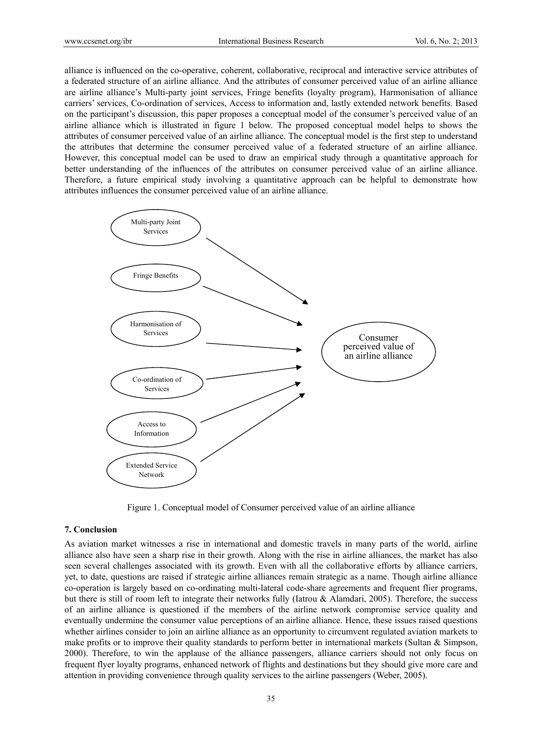alliance is influenced on the co-operative, coherent, collaborative, reciprocal and interactive service attributes of a federated structure of an airline alliance. And the attributes of consumer perceived value of an airline alliance are airline alliance's Multi-party joint services, Fringe benefits (loyalty program), Harmonisation of alliance carriers' services, Co-ordination of services, Access to information and, lastly extended network benefits. Based on the participant's discussion, this paper proposes a conceptual model of the consumer's perceived value of an airline alliance which is illustrated in figure 1 below. The proposed conceptual model helps to shows the attributes of consumer perceived value of an airline alliance. The conceptual model is the first step to understand the attributes that determine the consumer perceived value of a federated structure of an airline alliance. However, this conceptual model can be used to draw an empirical study through a quantitative approach for better understanding of the influences of the attributes on consumer perceived value of an airline alliance. Therefore, a future empirical study involving a quantitative approach can be helpful to demonstrate how attributes influences the consumer perceived value of an airline alliance.

Multi-party Joint Services

Fringe Benefits

Harmonisation of Services

Co-ordination of Services

Access to Information

Extended Service Network

Consumer perceived value of an airline alliance

Figure 1. Conceptual model of Consumer perceived value of an airline alliance

## 7. Conclusion

As aviation market witnesses a rise in international and domestic travels in many parts of the world, airline alliance also have seen a sharp rise in their growth. Along with the rise in airline alliances, the market has also seen several challenges associated with its growth. Even with all the collaborative efforts by alliance carriers, yet, to date, questions are raised if strategic airline alliances remain strategic as a name. Though airline alliance co-operation is largely based on co-ordinating multi-lateral code-share agreements and frequent flier programs, but there is still of room left to integrate their networks fully (Iatrou & Alamdari, 2005). Therefore, the success of an airline alliance is questioned if the members of the airline network compromise service quality and eventually undermine the consumer value perceptions of an airline alliance. Hence, these issues raised questions whether airlines consider to join an airline alliance as an opportunity to circumvent regulated aviation markets to make profits or to improve their quality standards to perform better in international markets (Sultan & Simpson, 2000). Therefore, to win the applause of the alliance passengers, alliance carriers should not only focus on frequent flyer loyalty programs, enhanced network of flights and destinations but they should give more care and attention in providing convenience through quality services to the airline passengers (Weber, 2005).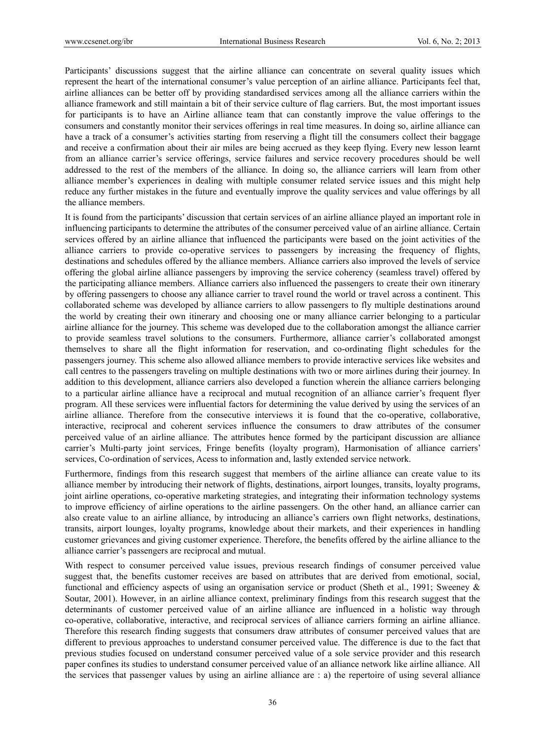Participants' discussions suggest that the airline alliance can concentrate on several quality issues which represent the heart of the international consumer's value perception of an airline alliance. Participants feel that, airline alliances can be better off by providing standardised services among all the alliance carriers within the alliance framework and still maintain a bit of their service culture of flag carriers. But, the most important issues for participants is to have an Airline alliance team that can constantly improve the value offerings to the consumers and constantly monitor their services offerings in real time measures. In doing so, airline alliance can have a track of a consumer's activities starting from reserving a flight till the consumers collect their baggage and receive a confirmation about their air miles are being accrued as they keep flying. Every new lesson learnt from an alliance carrier's service offerings, service failures and service recovery procedures should be well addressed to the rest of the members of the alliance. In doing so, the alliance carriers will learn from other alliance member's experiences in dealing with multiple consumer related service issues and this might help reduce any further mistakes in the future and eventually improve the quality services and value offerings by all the alliance members.

It is found from the participants' discussion that certain services of an airline alliance played an important role in influencing participants to determine the attributes of the consumer perceived value of an airline alliance. Certain services offered by an airline alliance that influenced the participants were based on the joint activities of the alliance carriers to provide co-operative services to passengers by increasing the frequency of flights, destinations and schedules offered by the alliance members. Alliance carriers also improved the levels of service offering the global airline alliance passengers by improving the service coherency (seamless travel) offered by the participating alliance members. Alliance carriers also influenced the passengers to create their own itinerary by offering passengers to choose any alliance carrier to travel round the world or travel across a continent. This collaborated scheme was developed by alliance carriers to allow passengers to fly multiple destinations around the world by creating their own itinerary and choosing one or many alliance carrier belonging to a particular airline alliance for the journey. This scheme was developed due to the collaboration amongst the alliance carrier to provide seamless travel solutions to the consumers. Furthermore, alliance carrier's collaborated amongst themselves to share all the flight information for reservation, and co-ordinating flight schedules for the passengers journey. This scheme also allowed alliance members to provide interactive services like websites and call centres to the passengers traveling on multiple destinations with two or more airlines during their journey. In addition to this development, alliance carriers also developed a function wherein the alliance carriers belonging to a particular airline alliance have a reciprocal and mutual recognition of an alliance carrier's frequent flyer program. All these services were influential factors for determining the value derived by using the services of an airline alliance. Therefore from the consecutive interviews it is found that the co-operative, collaborative, interactive, reciprocal and coherent services influence the consumers to draw attributes of the consumer perceived value of an airline alliance. The attributes hence formed by the participant discussion are alliance carrier's Multi-party joint services, Fringe benefits (loyalty program), Harmonisation of alliance carriers' services, Co-ordination of services, Acess to information and, lastly extended service network.

Furthermore, findings from this research suggest that members of the airline alliance can create value to its alliance member by introducing their network of flights, destinations, airport lounges, transits, loyalty programs, joint airline operations, co-operative marketing strategies, and integrating their information technology systems to improve efficiency of airline operations to the airline passengers. On the other hand, an alliance carrier can also create value to an airline alliance, by introducing an alliance's carriers own flight networks, destinations, transits, airport lounges, loyalty programs, knowledge about their markets, and their experiences in handling customer grievances and giving customer experience. Therefore, the benefits offered by the airline alliance to the alliance carrier's passengers are reciprocal and mutual.

With respect to consumer perceived value issues, previous research findings of consumer perceived value suggest that, the benefits customer receives are based on attributes that are derived from emotional, social, functional and efficiency aspects of using an organisation service or product (Sheth et al., 1991; Sweeney & Soutar, 2001). However, in an airline alliance context, preliminary findings from this research suggest that the determinants of customer perceived value of an airline alliance are influenced in a holistic way through co-operative, collaborative, interactive, and reciprocal services of alliance carriers forming an airline alliance. Therefore this research finding suggests that consumers draw attributes of consumer perceived values that are different to previous approaches to understand consumer perceived value. The difference is due to the fact that previous studies focused on understand consumer perceived value of a sole service provider and this research paper confines its studies to understand consumer perceived value of an alliance network like airline alliance. All the services that passenger values by using an airline alliance are : a) the repertoire of using several alliance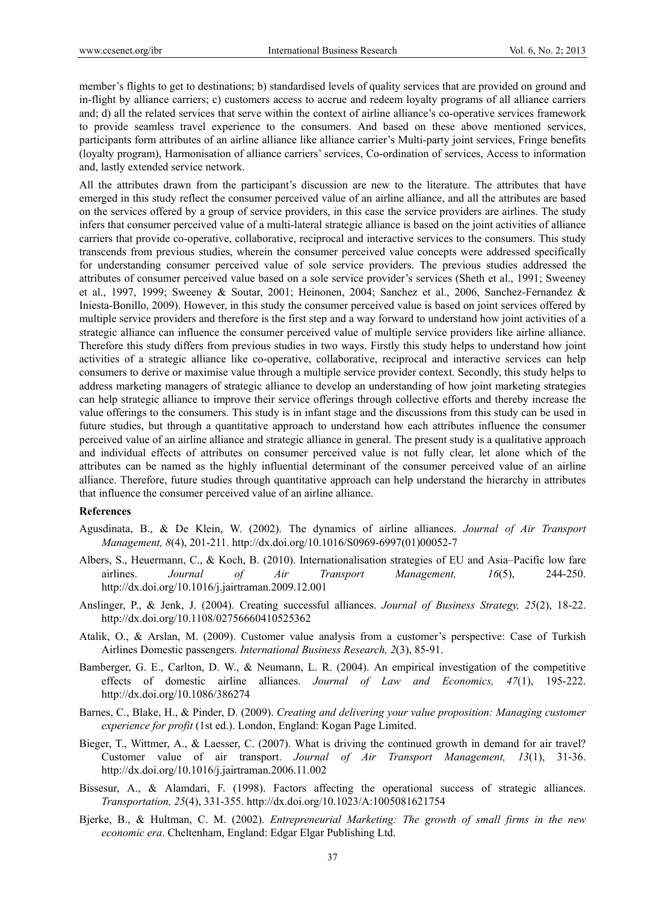member's flights to get to destinations; b) standardised levels of quality services that are provided on ground and in-flight by alliance carriers; c) customers access to accrue and redeem loyalty programs of all alliance carriers and; d) all the related services that serve within the context of airline alliance's co-operative services framework to provide seamless travel experience to the consumers. And based on these above mentioned services, participants form attributes of an airline alliance like alliance carrier's Multi-party joint services, Fringe benefits (loyalty program), Harmonisation of alliance carriers' services, Co-ordination of services, Access to information and, lastly extended service network.

All the attributes drawn from the participant's discussion are new to the literature. The attributes that have emerged in this study reflect the consumer perceived value of an airline alliance, and all the attributes are based on the services offered by a group of service providers, in this case the service providers are airlines. The study infers that consumer perceived value of a multi-lateral strategic alliance is based on the joint activities of alliance carriers that provide co-operative, collaborative, reciprocal and interactive services to the consumers. This study transcends from previous studies, wherein the consumer perceived value concepts were addressed specifically for understanding consumer perceived value of sole service providers. The previous studies addressed the attributes of consumer perceived value based on a sole service provider's services (Sheth et al., 1991; Sweeney et al., 1997, 1999; Sweeney & Soutar, 2001; Heinonen, 2004; Sanchez et al., 2006, Sanchez-Fernandez & Iniesta-Bonillo, 2009). However, in this study the consumer perceived value is based on joint services offered by multiple service providers and therefore is the first step and a way forward to understand how joint activities of a strategic alliance can influence the consumer perceived value of multiple service providers like airline alliance. Therefore this study differs from previous studies in two ways. Firstly this study helps to understand how joint activities of a strategic alliance like co-operative, collaborative, reciprocal and interactive services can help consumers to derive or maximise value through a multiple service provider context. Secondly, this study helps to address marketing managers of strategic alliance to develop an understanding of how joint marketing strategies can help strategic alliance to improve their service offerings through collective efforts and thereby increase the value offerings to the consumers. This study is in infant stage and the discussions from this study can be used in future studies, but through a quantitative approach to understand how each attributes influence the consumer perceived value of an airline alliance and strategic alliance in general. The present study is a qualitative approach and individual effects of attributes on consumer perceived value is not fully clear, let alone which of the attributes can be named as the highly influential determinant of the consumer perceived value of an airline alliance. Therefore, future studies through quantitative approach can help understand the hierarchy in attributes that influence the consumer perceived value of an airline alliance.

**References**

Agusdinata, B., & De Klein, W. (2002). The dynamics of airline alliances. *Journal of Air Transport Management, 8*(4), 201-211. http://dx.doi.org/10.1016/S0969-6997(01)00052-7

Albers, S., Heuermann, C., & Koch, B. (2010). Internationalisation strategies of EU and Asia–Pacific low fare airlines. *Journal of Air Transport Management, 16*(5), 244-250. http://dx.doi.org/10.1016/j.jairtraman.2009.12.001

Anslinger, P., & Jenk, J. (2004). Creating successful alliances. *Journal of Business Strategy, 25*(2), 18-22. http://dx.doi.org/10.1108/02756660410525362

Atalik, O., & Arslan, M. (2009). Customer value analysis from a customer's perspective: Case of Turkish Airlines Domestic passengers. *International Business Research, 2*(3), 85-91.

Bamberger, G. E., Carlton, D. W., & Neumann, L. R. (2004). An empirical investigation of the competitive effects of domestic airline alliances. *Journal of Law and Economics, 47*(1), 195-222. http://dx.doi.org/10.1086/386274

Barnes, C., Blake, H., & Pinder, D. (2009). *Creating and delivering your value proposition: Managing customer experience for profit* (1st ed.). London, England: Kogan Page Limited.

Bieger, T., Wittmer, A., & Laesser, C. (2007). What is driving the continued growth in demand for air travel? Customer value of air transport. *Journal of Air Transport Management, 13*(1), 31-36. http://dx.doi.org/10.1016/j.jairtraman.2006.11.002

Bissesur, A., & Alamdari, F. (1998). Factors affecting the operational success of strategic alliances. *Transportation, 25*(4), 331-355. http://dx.doi.org/10.1023/A:1005081621754

Bjerke, B., & Hultman, C. M. (2002). *Entrepreneurial Marketing: The growth of small firms in the new economic era*. Cheltenham, England: Edgar Elgar Publishing Ltd.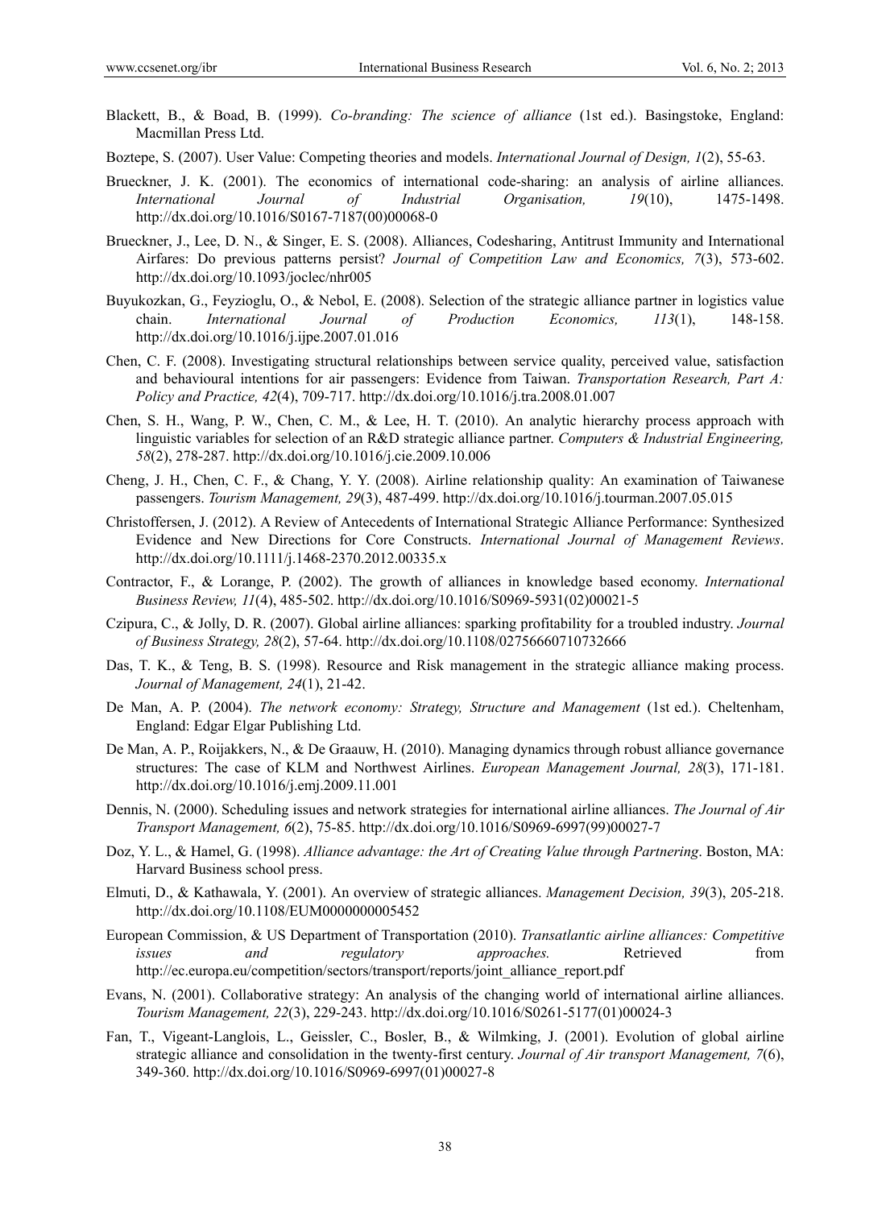Blackett, B., & Boad, B. (1999). *Co-branding: The science of alliance* (1st ed.). Basingstoke, England: Macmillan Press Ltd.

Boztepe, S. (2007). User Value: Competing theories and models. *International Journal of Design, 1*(2), 55-63.

Brueckner, J. K. (2001). The economics of international code-sharing: an analysis of airline alliances. *International Journal of Industrial Organisation, 19*(10), 1475-1498. http://dx.doi.org/10.1016/S0167-7187(00)00068-0

Brueckner, J., Lee, D. N., & Singer, E. S. (2008). Alliances, Codesharing, Antitrust Immunity and International Airfares: Do previous patterns persist? *Journal of Competition Law and Economics, 7*(3), 573-602. http://dx.doi.org/10.1093/joclec/nhr005

Buyukozkan, G., Feyzioglu, O., & Nebol, E. (2008). Selection of the strategic alliance partner in logistics value chain. *International Journal of Production Economics, 113*(1), 148-158. http://dx.doi.org/10.1016/j.ijpe.2007.01.016

Chen, C. F. (2008). Investigating structural relationships between service quality, perceived value, satisfaction and behavioural intentions for air passengers: Evidence from Taiwan. *Transportation Research, Part A: Policy and Practice, 42*(4), 709-717. http://dx.doi.org/10.1016/j.tra.2008.01.007

Chen, S. H., Wang, P. W., Chen, C. M., & Lee, H. T. (2010). An analytic hierarchy process approach with linguistic variables for selection of an R&D strategic alliance partner. *Computers & Industrial Engineering, 58*(2), 278-287. http://dx.doi.org/10.1016/j.cie.2009.10.006

Cheng, J. H., Chen, C. F., & Chang, Y. Y. (2008). Airline relationship quality: An examination of Taiwanese passengers. *Tourism Management, 29*(3), 487-499. http://dx.doi.org/10.1016/j.tourman.2007.05.015

Christoffersen, J. (2012). A Review of Antecedents of International Strategic Alliance Performance: Synthesized Evidence and New Directions for Core Constructs. *International Journal of Management Reviews*. http://dx.doi.org/10.1111/j.1468-2370.2012.00335.x

Contractor, F., & Lorange, P. (2002). The growth of alliances in knowledge based economy. *International Business Review, 11*(4), 485-502. http://dx.doi.org/10.1016/S0969-5931(02)00021-5

Czipura, C., & Jolly, D. R. (2007). Global airline alliances: sparking profitability for a troubled industry. *Journal of Business Strategy, 28*(2), 57-64. http://dx.doi.org/10.1108/02756660710732666

Das, T. K., & Teng, B. S. (1998). Resource and Risk management in the strategic alliance making process. *Journal of Management, 24*(1), 21-42.

De Man, A. P. (2004). *The network economy: Strategy, Structure and Management* (1st ed.). Cheltenham, England: Edgar Elgar Publishing Ltd.

De Man, A. P., Roijakkers, N., & De Graauw, H. (2010). Managing dynamics through robust alliance governance structures: The case of KLM and Northwest Airlines. *European Management Journal, 28*(3), 171-181. http://dx.doi.org/10.1016/j.emj.2009.11.001

Dennis, N. (2000). Scheduling issues and network strategies for international airline alliances. *The Journal of Air Transport Management, 6*(2), 75-85. http://dx.doi.org/10.1016/S0969-6997(99)00027-7

Doz, Y. L., & Hamel, G. (1998). *Alliance advantage: the Art of Creating Value through Partnering*. Boston, MA: Harvard Business school press.

Elmuti, D., & Kathawala, Y. (2001). An overview of strategic alliances. *Management Decision, 39*(3), 205-218. http://dx.doi.org/10.1108/EUM0000000005452

European Commission, & US Department of Transportation (2010). *Transatlantic airline alliances: Competitive issues and regulatory approaches.* Retrieved from http://ec.europa.eu/competition/sectors/transport/reports/joint_alliance_report.pdf

Evans, N. (2001). Collaborative strategy: An analysis of the changing world of international airline alliances. *Tourism Management, 22*(3), 229-243. http://dx.doi.org/10.1016/S0261-5177(01)00024-3

Fan, T., Vigeant-Langlois, L., Geissler, C., Bosler, B., & Wilmking, J. (2001). Evolution of global airline strategic alliance and consolidation in the twenty-first century. *Journal of Air transport Management, 7*(6), 349-360. http://dx.doi.org/10.1016/S0969-6997(01)00027-8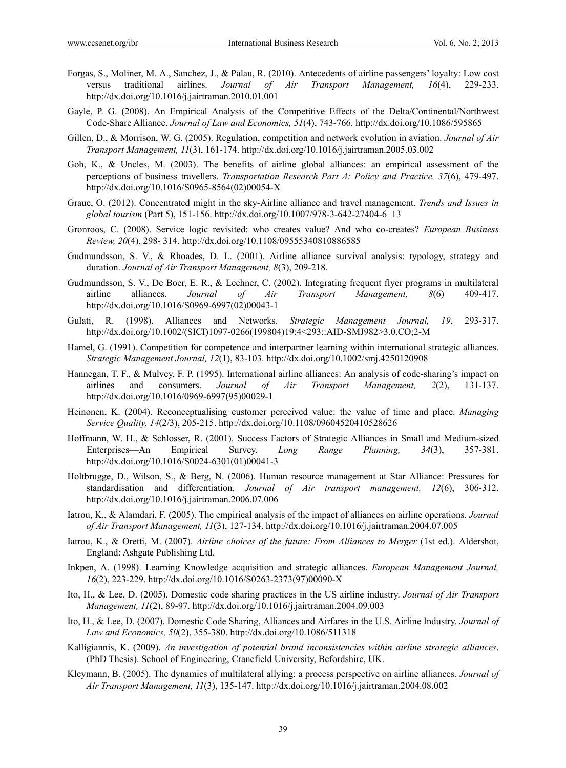Forgas, S., Moliner, M. A., Sanchez, J., & Palau, R. (2010). Antecedents of airline passengers' loyalty: Low cost versus traditional airlines. *Journal of Air Transport Management, 16*(4), 229-233. http://dx.doi.org/10.1016/j.jairtraman.2010.01.001

Gayle, P. G. (2008). An Empirical Analysis of the Competitive Effects of the Delta/Continental/Northwest Code-Share Alliance. *Journal of Law and Economics, 51*(4), 743-766. http://dx.doi.org/10.1086/595865

Gillen, D., & Morrison, W. G. (2005). Regulation, competition and network evolution in aviation. *Journal of Air Transport Management, 11*(3), 161-174. http://dx.doi.org/10.1016/j.jairtraman.2005.03.002

Goh, K., & Uncles, M. (2003). The benefits of airline global alliances: an empirical assessment of the perceptions of business travellers. *Transportation Research Part A: Policy and Practice, 37*(6), 479-497. http://dx.doi.org/10.1016/S0965-8564(02)00054-X

Graue, O. (2012). Concentrated might in the sky-Airline alliance and travel management. *Trends and Issues in global tourism* (Part 5), 151-156. http://dx.doi.org/10.1007/978-3-642-27404-6_13

Gronroos, C. (2008). Service logic revisited: who creates value? And who co-creates? *European Business Review, 20*(4), 298- 314. http://dx.doi.org/10.1108/09555340810886585

Gudmundsson, S. V., & Rhoades, D. L. (2001). Airline alliance survival analysis: typology, strategy and duration. *Journal of Air Transport Management, 8*(3), 209-218.

Gudmundsson, S. V., De Boer, E. R., & Lechner, C. (2002). Integrating frequent flyer programs in multilateral airline alliances. *Journal of Air Transport Management, 8*(6) 409-417. http://dx.doi.org/10.1016/S0969-6997(02)00043-1

Gulati, R. (1998). Alliances and Networks. *Strategic Management Journal, 19*, 293-317. http://dx.doi.org/10.1002/(SICI)1097-0266(199804)19:4<293::AID-SMJ982>3.0.CO;2-M

Hamel, G. (1991). Competition for competence and interpartner learning within international strategic alliances. *Strategic Management Journal, 12*(1), 83-103. http://dx.doi.org/10.1002/smj.4250120908

Hannegan, T. F., & Mulvey, F. P. (1995). International airline alliances: An analysis of code-sharing's impact on airlines and consumers. *Journal of Air Transport Management, 2*(2), 131-137. http://dx.doi.org/10.1016/0969-6997(95)00029-1

Heinonen, K. (2004). Reconceptualising customer perceived value: the value of time and place. *Managing Service Quality, 14*(2/3), 205-215. http://dx.doi.org/10.1108/09604520410528626

Hoffmann, W. H., & Schlosser, R. (2001). Success Factors of Strategic Alliances in Small and Medium-sized Enterprises—An Empirical Survey. *Long Range Planning, 34*(3), 357-381. http://dx.doi.org/10.1016/S0024-6301(01)00041-3

Holtbrugge, D., Wilson, S., & Berg, N. (2006). Human resource management at Star Alliance: Pressures for standardisation and differentiation. *Journal of Air transport management, 12*(6), 306-312. http://dx.doi.org/10.1016/j.jairtraman.2006.07.006

Iatrou, K., & Alamdari, F. (2005). The empirical analysis of the impact of alliances on airline operations. *Journal of Air Transport Management, 11*(3), 127-134. http://dx.doi.org/10.1016/j.jairtraman.2004.07.005

Iatrou, K., & Oretti, M. (2007). *Airline choices of the future: From Alliances to Merger* (1st ed.). Aldershot, England: Ashgate Publishing Ltd.

Inkpen, A. (1998). Learning Knowledge acquisition and strategic alliances. *European Management Journal, 16*(2), 223-229. http://dx.doi.org/10.1016/S0263-2373(97)00090-X

Ito, H., & Lee, D. (2005). Domestic code sharing practices in the US airline industry. *Journal of Air Transport Management, 11*(2), 89-97. http://dx.doi.org/10.1016/j.jairtraman.2004.09.003

Ito, H., & Lee, D. (2007). Domestic Code Sharing, Alliances and Airfares in the U.S. Airline Industry. *Journal of Law and Economics, 50*(2), 355-380. http://dx.doi.org/10.1086/511318

Kalligiannis, K. (2009). *An investigation of potential brand inconsistencies within airline strategic alliances*. (PhD Thesis). School of Engineering, Cranefield University, Befordshire, UK.

Kleymann, B. (2005). The dynamics of multilateral allying: a process perspective on airline alliances. *Journal of Air Transport Management, 11*(3), 135-147. http://dx.doi.org/10.1016/j.jairtraman.2004.08.002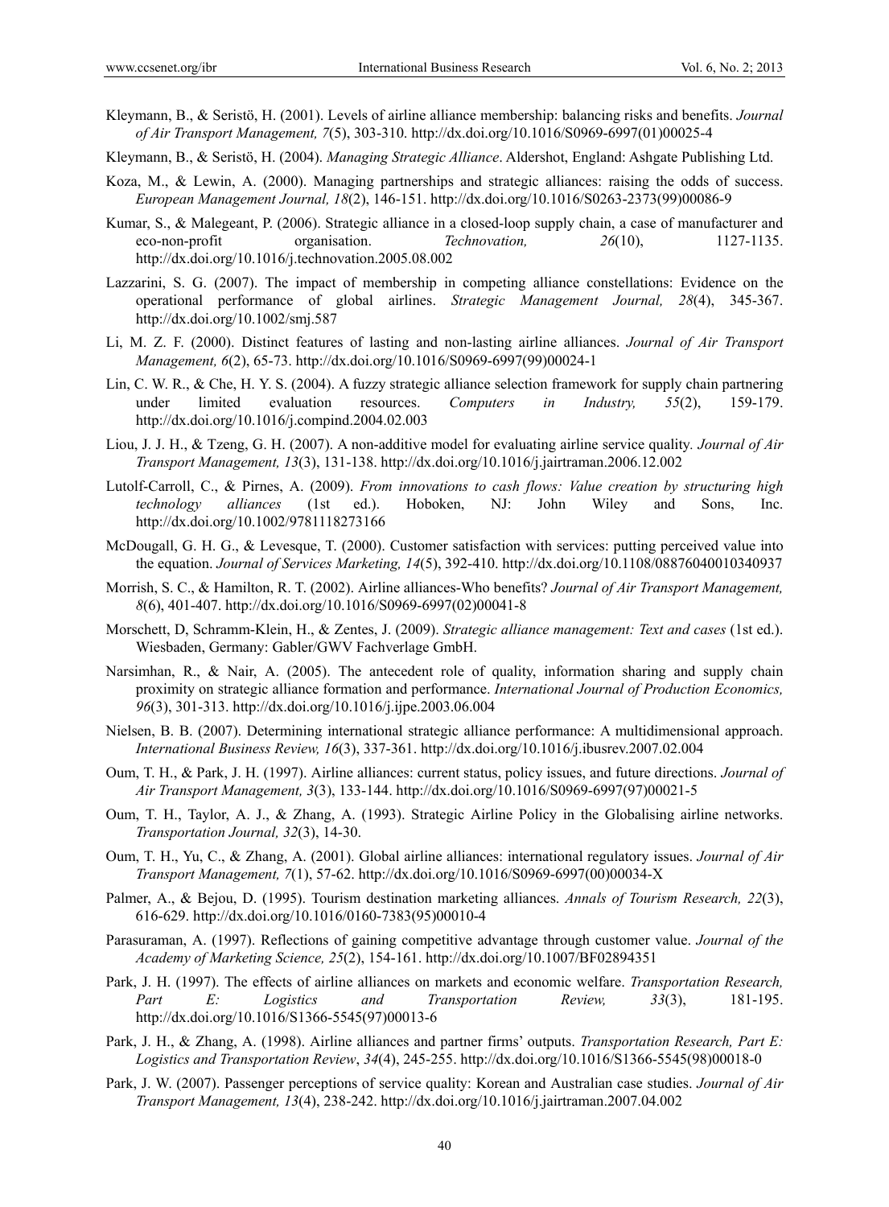Kleymann, B., & Seristö, H. (2001). Levels of airline alliance membership: balancing risks and benefits. *Journal of Air Transport Management, 7*(5), 303-310. http://dx.doi.org/10.1016/S0969-6997(01)00025-4

Kleymann, B., & Seristö, H. (2004). *Managing Strategic Alliance*. Aldershot, England: Ashgate Publishing Ltd.

Koza, M., & Lewin, A. (2000). Managing partnerships and strategic alliances: raising the odds of success. *European Management Journal, 18*(2), 146-151. http://dx.doi.org/10.1016/S0263-2373(99)00086-9

Kumar, S., & Malegeant, P. (2006). Strategic alliance in a closed-loop supply chain, a case of manufacturer and eco-non-profit organisation. *Technovation, 26*(10), 1127-1135. http://dx.doi.org/10.1016/j.technovation.2005.08.002

Lazzarini, S. G. (2007). The impact of membership in competing alliance constellations: Evidence on the operational performance of global airlines. *Strategic Management Journal, 28*(4), 345-367. http://dx.doi.org/10.1002/smj.587

Li, M. Z. F. (2000). Distinct features of lasting and non-lasting airline alliances. *Journal of Air Transport Management, 6*(2), 65-73. http://dx.doi.org/10.1016/S0969-6997(99)00024-1

Lin, C. W. R., & Che, H. Y. S. (2004). A fuzzy strategic alliance selection framework for supply chain partnering under limited evaluation resources. *Computers in Industry, 55*(2), 159-179. http://dx.doi.org/10.1016/j.compind.2004.02.003

Liou, J. J. H., & Tzeng, G. H. (2007). A non-additive model for evaluating airline service quality. *Journal of Air Transport Management, 13*(3), 131-138. http://dx.doi.org/10.1016/j.jairtraman.2006.12.002

Lutolf-Carroll, C., & Pirnes, A. (2009). *From innovations to cash flows: Value creation by structuring high technology alliances* (1st ed.). Hoboken, NJ: John Wiley and Sons, Inc. http://dx.doi.org/10.1002/9781118273166

McDougall, G. H. G., & Levesque, T. (2000). Customer satisfaction with services: putting perceived value into the equation. *Journal of Services Marketing, 14*(5), 392-410. http://dx.doi.org/10.1108/08876040010340937

Morrish, S. C., & Hamilton, R. T. (2002). Airline alliances-Who benefits? *Journal of Air Transport Management, 8*(6), 401-407. http://dx.doi.org/10.1016/S0969-6997(02)00041-8

Morschett, D, Schramm-Klein, H., & Zentes, J. (2009). *Strategic alliance management: Text and cases* (1st ed.). Wiesbaden, Germany: Gabler/GWV Fachverlage GmbH.

Narsimhan, R., & Nair, A. (2005). The antecedent role of quality, information sharing and supply chain proximity on strategic alliance formation and performance. *International Journal of Production Economics, 96*(3), 301-313. http://dx.doi.org/10.1016/j.ijpe.2003.06.004

Nielsen, B. B. (2007). Determining international strategic alliance performance: A multidimensional approach. *International Business Review, 16*(3), 337-361. http://dx.doi.org/10.1016/j.ibusrev.2007.02.004

Oum, T. H., & Park, J. H. (1997). Airline alliances: current status, policy issues, and future directions. *Journal of Air Transport Management, 3*(3), 133-144. http://dx.doi.org/10.1016/S0969-6997(97)00021-5

Oum, T. H., Taylor, A. J., & Zhang, A. (1993). Strategic Airline Policy in the Globalising airline networks. *Transportation Journal, 32*(3), 14-30.

Oum, T. H., Yu, C., & Zhang, A. (2001). Global airline alliances: international regulatory issues. *Journal of Air Transport Management, 7*(1), 57-62. http://dx.doi.org/10.1016/S0969-6997(00)00034-X

Palmer, A., & Bejou, D. (1995). Tourism destination marketing alliances. *Annals of Tourism Research, 22*(3), 616-629. http://dx.doi.org/10.1016/0160-7383(95)00010-4

Parasuraman, A. (1997). Reflections of gaining competitive advantage through customer value. *Journal of the Academy of Marketing Science, 25*(2), 154-161. http://dx.doi.org/10.1007/BF02894351

Park, J. H. (1997). The effects of airline alliances on markets and economic welfare. *Transportation Research, Part E: Logistics and Transportation Review, 33*(3), 181-195. http://dx.doi.org/10.1016/S1366-5545(97)00013-6

Park, J. H., & Zhang, A. (1998). Airline alliances and partner firms' outputs. *Transportation Research, Part E: Logistics and Transportation Review*, *34*(4), 245-255. http://dx.doi.org/10.1016/S1366-5545(98)00018-0

Park, J. W. (2007). Passenger perceptions of service quality: Korean and Australian case studies. *Journal of Air Transport Management, 13*(4), 238-242. http://dx.doi.org/10.1016/j.jairtraman.2007.04.002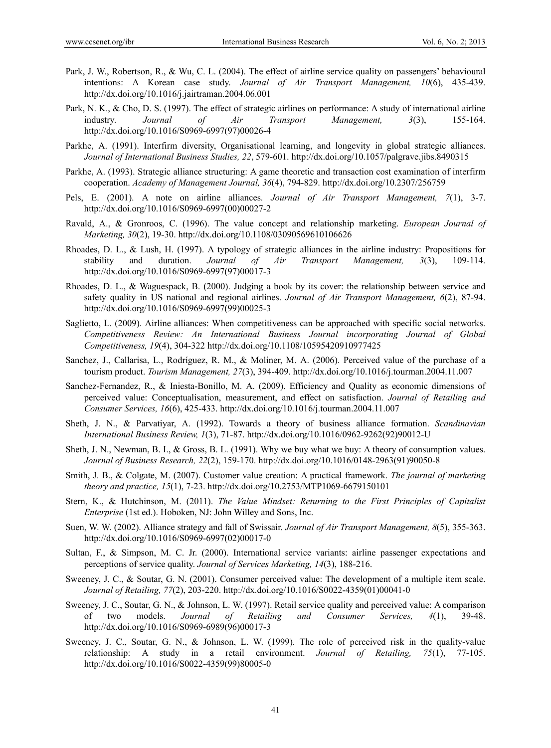Park, J. W., Robertson, R., & Wu, C. L. (2004). The effect of airline service quality on passengers' behavioural intentions: A Korean case study. *Journal of Air Transport Management, 10*(6), 435-439. http://dx.doi.org/10.1016/j.jairtraman.2004.06.001

Park, N. K., & Cho, D. S. (1997). The effect of strategic airlines on performance: A study of international airline industry. *Journal of Air Transport Management, 3*(3), 155-164. http://dx.doi.org/10.1016/S0969-6997(97)00026-4

Parkhe, A. (1991). Interfirm diversity, Organisational learning, and longevity in global strategic alliances. *Journal of International Business Studies, 22*, 579-601. http://dx.doi.org/10.1057/palgrave.jibs.8490315

Parkhe, A. (1993). Strategic alliance structuring: A game theoretic and transaction cost examination of interfirm cooperation. *Academy of Management Journal, 36*(4), 794-829. http://dx.doi.org/10.2307/256759

Pels, E. (2001). A note on airline alliances. *Journal of Air Transport Management, 7*(1), 3-7. http://dx.doi.org/10.1016/S0969-6997(00)00027-2

Ravald, A., & Gronroos, C. (1996). The value concept and relationship marketing. *European Journal of Marketing, 30*(2), 19-30. http://dx.doi.org/10.1108/03090569610106626

Rhoades, D. L., & Lush, H. (1997). A typology of strategic alliances in the airline industry: Propositions for stability and duration. *Journal of Air Transport Management, 3*(3), 109-114. http://dx.doi.org/10.1016/S0969-6997(97)00017-3

Rhoades, D. L., & Waguespack, B. (2000). Judging a book by its cover: the relationship between service and safety quality in US national and regional airlines. *Journal of Air Transport Management, 6*(2), 87-94. http://dx.doi.org/10.1016/S0969-6997(99)00025-3

Saglietto, L. (2009). Airline alliances: When competitiveness can be approached with specific social networks. *Competitiveness Review: An International Business Journal incorporating Journal of Global Competitiveness, 19*(4), 304-322 http://dx.doi.org/10.1108/10595420910977425

Sanchez, J., Callarisa, L., Rodríguez, R. M., & Moliner, M. A. (2006). Perceived value of the purchase of a tourism product. *Tourism Management, 27*(3), 394-409. http://dx.doi.org/10.1016/j.tourman.2004.11.007

Sanchez-Fernandez, R., & Iniesta-Bonillo, M. A. (2009). Efficiency and Quality as economic dimensions of perceived value: Conceptualisation, measurement, and effect on satisfaction. *Journal of Retailing and Consumer Services, 16*(6), 425-433. http://dx.doi.org/10.1016/j.tourman.2004.11.007

Sheth, J. N., & Parvatiyar, A. (1992). Towards a theory of business alliance formation. *Scandinavian International Business Review, 1*(3), 71-87. http://dx.doi.org/10.1016/0962-9262(92)90012-U

Sheth, J. N., Newman, B. I., & Gross, B. L. (1991). Why we buy what we buy: A theory of consumption values. *Journal of Business Research, 22*(2), 159-170. http://dx.doi.org/10.1016/0148-2963(91)90050-8

Smith, J. B., & Colgate, M. (2007). Customer value creation: A practical framework. *The journal of marketing theory and practice, 15*(1), 7-23. http://dx.doi.org/10.2753/MTP1069-6679150101

Stern, K., & Hutchinson, M. (2011). *The Value Mindset: Returning to the First Principles of Capitalist Enterprise* (1st ed.). Hoboken, NJ: John Willey and Sons, Inc.

Suen, W. W. (2002). Alliance strategy and fall of Swissair. *Journal of Air Transport Management, 8*(5), 355-363. http://dx.doi.org/10.1016/S0969-6997(02)00017-0

Sultan, F., & Simpson, M. C. Jr. (2000). International service variants: airline passenger expectations and perceptions of service quality. *Journal of Services Marketing, 14*(3), 188-216.

Sweeney, J. C., & Soutar, G. N. (2001). Consumer perceived value: The development of a multiple item scale. *Journal of Retailing, 77*(2), 203-220. http://dx.doi.org/10.1016/S0022-4359(01)00041-0

Sweeney, J. C., Soutar, G. N., & Johnson, L. W. (1997). Retail service quality and perceived value: A comparison of two models. *Journal of Retailing and Consumer Services, 4*(1), 39-48. http://dx.doi.org/10.1016/S0969-6989(96)00017-3

Sweeney, J. C., Soutar, G. N., & Johnson, L. W. (1999). The role of perceived risk in the quality-value relationship: A study in a retail environment. *Journal of Retailing, 75*(1), 77-105. http://dx.doi.org/10.1016/S0022-4359(99)80005-0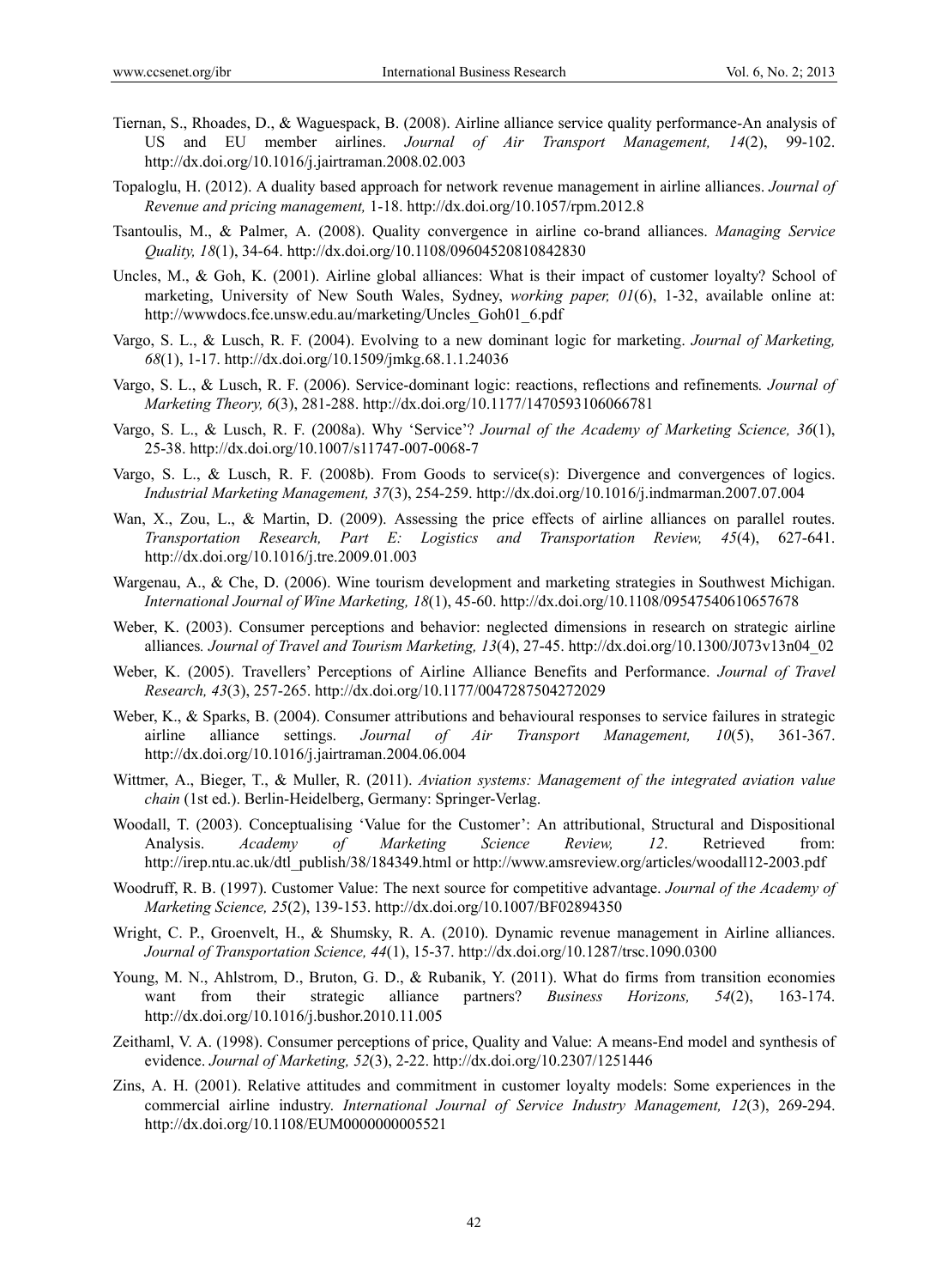Tiernan, S., Rhoades, D., & Waguespack, B. (2008). Airline alliance service quality performance-An analysis of US and EU member airlines. *Journal of Air Transport Management, 14*(2), 99-102. http://dx.doi.org/10.1016/j.jairtraman.2008.02.003

Topaloglu, H. (2012). A duality based approach for network revenue management in airline alliances. *Journal of Revenue and pricing management,* 1-18. http://dx.doi.org/10.1057/rpm.2012.8

Tsantoulis, M., & Palmer, A. (2008). Quality convergence in airline co-brand alliances. *Managing Service Quality, 18*(1), 34-64. http://dx.doi.org/10.1108/09604520810842830

Uncles, M., & Goh, K. (2001). Airline global alliances: What is their impact of customer loyalty? School of marketing, University of New South Wales, Sydney, *working paper, 01*(6), 1-32, available online at: http://wwwdocs.fce.unsw.edu.au/marketing/Uncles_Goh01_6.pdf

Vargo, S. L., & Lusch, R. F. (2004). Evolving to a new dominant logic for marketing. *Journal of Marketing, 68*(1), 1-17. http://dx.doi.org/10.1509/jmkg.68.1.1.24036

Vargo, S. L., & Lusch, R. F. (2006). Service-dominant logic: reactions, reflections and refinements*. Journal of Marketing Theory, 6*(3), 281-288. http://dx.doi.org/10.1177/1470593106066781

Vargo, S. L., & Lusch, R. F. (2008a). Why 'Service'? *Journal of the Academy of Marketing Science, 36*(1), 25-38. http://dx.doi.org/10.1007/s11747-007-0068-7

Vargo, S. L., & Lusch, R. F. (2008b). From Goods to service(s): Divergence and convergences of logics. *Industrial Marketing Management, 37*(3), 254-259. http://dx.doi.org/10.1016/j.indmarman.2007.07.004

Wan, X., Zou, L., & Martin, D. (2009). Assessing the price effects of airline alliances on parallel routes. *Transportation Research, Part E: Logistics and Transportation Review, 45*(4), 627-641. http://dx.doi.org/10.1016/j.tre.2009.01.003

Wargenau, A., & Che, D. (2006). Wine tourism development and marketing strategies in Southwest Michigan. *International Journal of Wine Marketing, 18*(1), 45-60. http://dx.doi.org/10.1108/09547540610657678

Weber, K. (2003). Consumer perceptions and behavior: neglected dimensions in research on strategic airline alliances*. Journal of Travel and Tourism Marketing, 13*(4), 27-45. http://dx.doi.org/10.1300/J073v13n04_02

Weber, K. (2005). Travellers' Perceptions of Airline Alliance Benefits and Performance. *Journal of Travel Research, 43*(3), 257-265. http://dx.doi.org/10.1177/0047287504272029

Weber, K., & Sparks, B. (2004). Consumer attributions and behavioural responses to service failures in strategic airline alliance settings. *Journal of Air Transport Management, 10*(5), 361-367. http://dx.doi.org/10.1016/j.jairtraman.2004.06.004

Wittmer, A., Bieger, T., & Muller, R. (2011). *Aviation systems: Management of the integrated aviation value chain* (1st ed.). Berlin-Heidelberg, Germany: Springer-Verlag.

Woodall, T. (2003). Conceptualising 'Value for the Customer': An attributional, Structural and Dispositional Analysis. *Academy of Marketing Science Review, 12*. Retrieved from: http://irep.ntu.ac.uk/dtl_publish/38/184349.html or http://www.amsreview.org/articles/woodall12-2003.pdf

Woodruff, R. B. (1997). Customer Value: The next source for competitive advantage. *Journal of the Academy of Marketing Science, 25*(2), 139-153. http://dx.doi.org/10.1007/BF02894350

Wright, C. P., Groenvelt, H., & Shumsky, R. A. (2010). Dynamic revenue management in Airline alliances. *Journal of Transportation Science, 44*(1), 15-37. http://dx.doi.org/10.1287/trsc.1090.0300

Young, M. N., Ahlstrom, D., Bruton, G. D., & Rubanik, Y. (2011). What do firms from transition economies want from their strategic alliance partners? *Business Horizons, 54*(2), 163-174. http://dx.doi.org/10.1016/j.bushor.2010.11.005

Zeithaml, V. A. (1998). Consumer perceptions of price, Quality and Value: A means-End model and synthesis of evidence. *Journal of Marketing, 52*(3), 2-22. http://dx.doi.org/10.2307/1251446

Zins, A. H. (2001). Relative attitudes and commitment in customer loyalty models: Some experiences in the commercial airline industry. *International Journal of Service Industry Management, 12*(3), 269-294. http://dx.doi.org/10.1108/EUM0000000005521